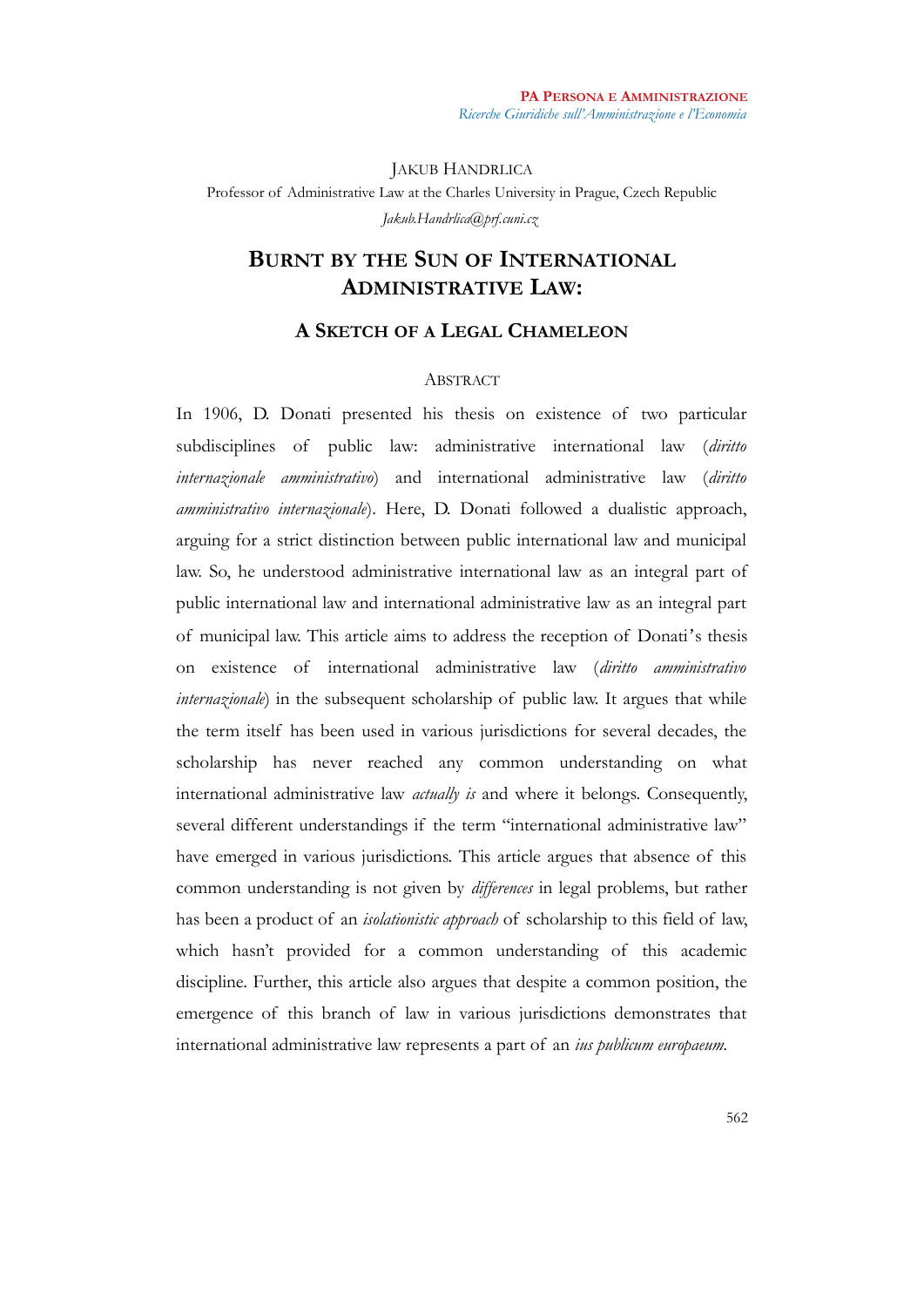JAKUB HANDRLICA

Professor of Administrative Law at the Charles University in Prague, Czech Republic

*Jakub.Handrlica@prf.cuni.cz*

# BURNT BY THE SUN OF INTERNATIONAL ADMINISTRATIVE LAW:

## A SKETCH OF A LEGAL CHAMELEON

### ABSTRACT

In 1906, D. Donati presented his thesis on existence of two particular subdisciplines of public law: administrative international law (*diritto internazionale amministrativo*) and international administrative law (*diritto amministrativo internazionale*). Here, D. Donati followed a dualistic approach, arguing for a strict distinction between public international law and municipal law. So, he understood administrative international law as an integral part of public international law and international administrative law as an integral part of municipal law. This article aims to address the reception of Donati's thesis on existence of international administrative law (*diritto amministrativo internazionale*) in the subsequent scholarship of public law. It argues that while the term itself has been used in various jurisdictions for several decades, the scholarship has never reached any common understanding on what international administrative law *actually is* and where it belongs. Consequently, several different understandings if the term "international administrative law" have emerged in various jurisdictions. This article argues that absence of this common understanding is not given by *differences* in legal problems, but rather has been a product of an *isolationistic approach* of scholarship to this field of law, which hasn't provided for a common understanding of this academic discipline. Further, this article also argues that despite a common position, the emergence of this branch of law in various jurisdictions demonstrates that international administrative law represents a part of an *ius publicum europaeum*.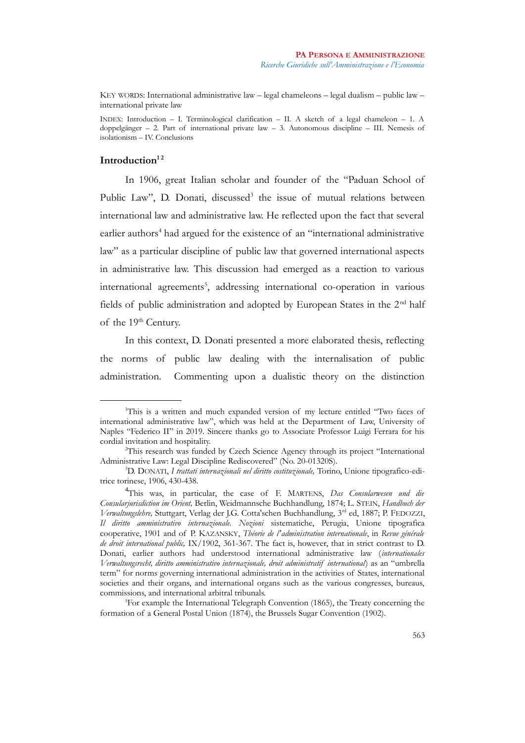KEY WORDS: International administrative law – legal chameleons – legal dualism – public law – international private law

INDEX: Introduction – I. Terminological clarification – II. A sketch of a legal chameleon – 1. A doppelgänger – 2. Part of international private law – 3. Autonomous discipline – III. Nemesis of isolationism – IV. Conclusions

## Introduction[1 2]

In 1906, great Italian scholar and founder of the "Paduan School of Public Law", D. Donati, discussed[3] the issue of mutual relations between international law and administrative law. He reflected upon the fact that several earlier authors[4] had argued for the existence of an "international administrative law" as a particular discipline of public law that governed international aspects in administrative law. This discussion had emerged as a reaction to various international agreements[5], addressing international co-operation in various fields of public administration and adopted by European States in the 2nd half of the 19th Century.

In this context, D. Donati presented a more elaborated thesis, reflecting the norms of public law dealing with the internalisation of public administration. Commenting upon a dualistic theory on the distinction

---

[1]This is a written and much expanded version of my lecture entitled "Two faces of international administrative law", which was held at the Department of Law, University of Naples "Federico II" in 2019. Sincere thanks go to Associate Professor Luigi Ferrara for his cordial invitation and hospitality.

[2]This research was funded by Czech Science Agency through its project "International Administrative Law: Legal Discipline Rediscovered" (No. 20-01320S).

[3]D. DONATI, *I trattati internazionali nel diritto costituzionale,* Torino, Unione tipografico-editrice torinese, 1906, 430-438.

[4]This was, in particular, the case of F. MARTENS, *Das Consularwesen und die Consularjurisdiction im Orient,* Berlin, Weidmannsche Buchhandlung, 1874; L. STEIN, *Handbuch der Verwaltungslehre,* Stuttgart, Verlag der J.G. Cotta'schen Buchhandlung, 3rd ed, 1887; P. FEDOZZI, *Il diritto amministrativo internazionale. Nozioni* sistematiche, Perugia, Unione tipografica cooperative, 1901 and of P. KAZANSKY, *Théorie de l'administration internationale*, in *Revue générale de droit international public,* IX/1902, 361-367. The fact is, however, that in strict contrast to D. Donati, earlier authors had understood international administrative law (*internationales Verwaltungsrecht, diritto amministrativo internazionale, droit administratif international*) as an "umbrella term" for norms governing international administration in the activities of States, international societies and their organs, and international organs such as the various congresses, bureaus, commissions, and international arbitral tribunals.

[5]For example the International Telegraph Convention (1865), the Treaty concerning the formation of a General Postal Union (1874), the Brussels Sugar Convention (1902).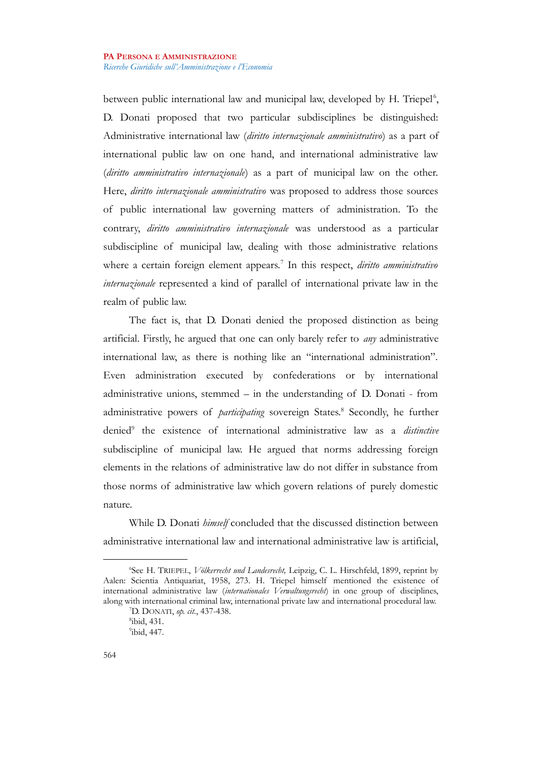between public international law and municipal law, developed by H. Triepel[6], D. Donati proposed that two particular subdisciplines be distinguished: Administrative international law (*diritto internazionale amministrativo*) as a part of international public law on one hand, and international administrative law (*diritto amministrativo internazionale*) as a part of municipal law on the other. Here, *diritto internazionale amministrativo* was proposed to address those sources of public international law governing matters of administration. To the contrary, *diritto amministrativo internazionale* was understood as a particular subdiscipline of municipal law, dealing with those administrative relations where a certain foreign element appears.[7] In this respect, *diritto amministrativo internazionale* represented a kind of parallel of international private law in the realm of public law.

The fact is, that D. Donati denied the proposed distinction as being artificial. Firstly, he argued that one can only barely refer to *any* administrative international law, as there is nothing like an "international administration". Even administration executed by confederations or by international administrative unions, stemmed – in the understanding of D. Donati - from administrative powers of *participating* sovereign States.[8] Secondly, he further denied[9] the existence of international administrative law as a *distinctive* subdiscipline of municipal law. He argued that norms addressing foreign elements in the relations of administrative law do not differ in substance from those norms of administrative law which govern relations of purely domestic nature.

While D. Donati *himself* concluded that the discussed distinction between administrative international law and international administrative law is artificial,

---

[6] See H. TRIEPEL, *Völkerrecht und Landesrecht,* Leipzig, C. L. Hirschfeld, 1899, reprint by Aalen: Scientia Antiquariat, 1958, 273. H. Triepel himself mentioned the existence of international administrative law (*internationales Verwaltungsrecht*) in one group of disciplines, along with international criminal law, international private law and international procedural law.

[7] D. DONATI, *op. cit.*, 437-438.

[8] ibid, 431.

[9] ibid, 447.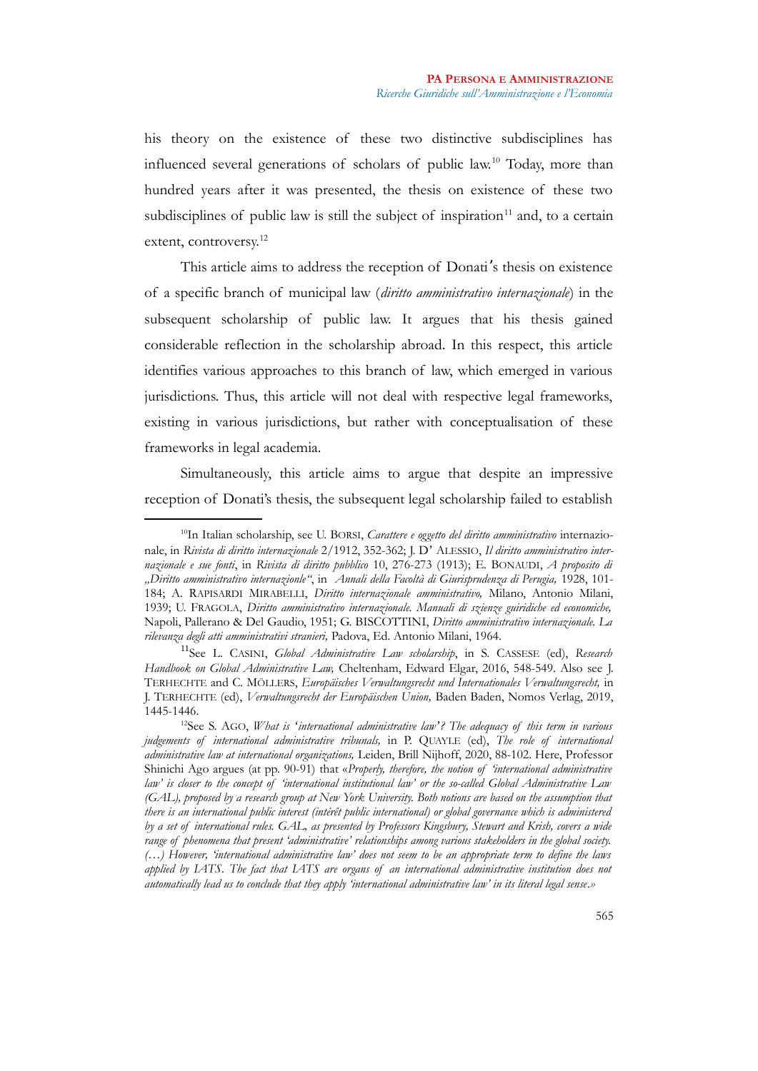his theory on the existence of these two distinctive subdisciplines has influenced several generations of scholars of public law.[10] Today, more than hundred years after it was presented, the thesis on existence of these two subdisciplines of public law is still the subject of inspiration[11] and, to a certain extent, controversy.[12]

This article aims to address the reception of Donati's thesis on existence of a specific branch of municipal law (*diritto amministrativo internazionale*) in the subsequent scholarship of public law. It argues that his thesis gained considerable reflection in the scholarship abroad. In this respect, this article identifies various approaches to this branch of law, which emerged in various jurisdictions. Thus, this article will not deal with respective legal frameworks, existing in various jurisdictions, but rather with conceptualisation of these frameworks in legal academia.

Simultaneously, this article aims to argue that despite an impressive reception of Donati's thesis, the subsequent legal scholarship failed to establish

---

[10] In Italian scholarship, see U. BORSI, *Carattere e oggetto del diritto amministrativo* internazionale, in *Rivista di diritto internazionale* 2/1912, 352-362; J. D' ALESSIO, *Il diritto amministrativo internazionale e sue fonti*, in *Rivista di diritto pubblico* 10, 276-273 (1913); E. BONAUDI, *A proposito di „Diritto amministrativo internazionle"*, in *Annali della Facoltà di Giurisprudenza di Perugia,* 1928, 101-184; A. RAPISARDI MIRABELLI, *Diritto internazionale amministrativo,* Milano, Antonio Milani, 1939; U. FRAGOLA, *Diritto amministrativo internazionale. Manuali di szienze guiridiche ed economiche,* Napoli, Pallerano & Del Gaudio, 1951; G. BISCOTTINI, *Diritto amministrativo internazionale. La rilevanza degli atti amministrativi stranieri,* Padova, Ed. Antonio Milani, 1964.

[11] See L. CASINI, *Global Administrative Law scholarship*, in S. CASSESE (ed), *Research Handbook on Global Administrative Law,* Cheltenham, Edward Elgar, 2016, 548-549. Also see J. TERHECHTE and C. MÖLLERS, *Europäisches Verwaltungsrecht und Internationales Verwaltungsrecht,* in J. TERHECHTE (ed), *Verwaltungsrecht der Europäischen Union,* Baden Baden, Nomos Verlag, 2019, 1445-1446.

[12] See S. AGO, *What is 'international administrative law'? The adequacy of this term in various judgements of international administrative tribunals,* in P. QUAYLE (ed), *The role of international administrative law at international organizations,* Leiden, Brill Nijhoff, 2020, 88-102. Here, Professor Shinichi Ago argues (at pp. 90-91) that «*Properly, therefore, the notion of 'international administrative law' is closer to the concept of 'international institutional law' or the so-called Global Administrative Law (GAL), proposed by a research group at New York University. Both notions are based on the assumption that there is an international public interest (intérêt public international) or global governance which is administered by a set of international rules. GAL, as presented by Professors Kingsbury, Stewart and Krish, covers a wide range of phenomena that present 'administrative' relationships among various stakeholders in the global society. (…) However, 'international administrative law' does not seem to be an appropriate term to define the laws applied by IATS. The fact that IATS are organs of an international administrative institution does not automatically lead us to conclude that they apply 'international administrative law' in its literal legal sense*.»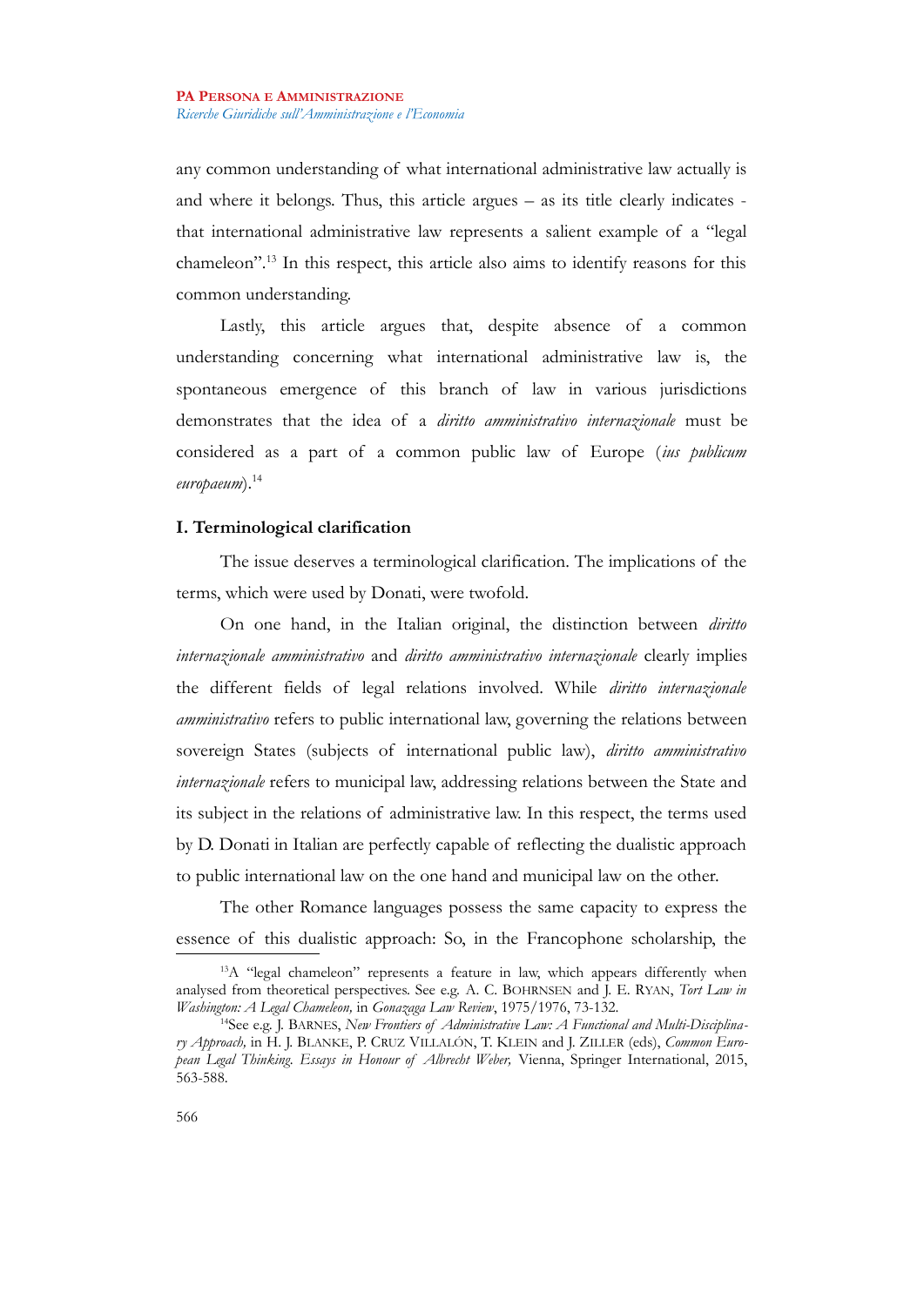any common understanding of what international administrative law actually is and where it belongs. Thus, this article argues – as its title clearly indicates - that international administrative law represents a salient example of a "legal chameleon".[13] In this respect, this article also aims to identify reasons for this common understanding.

Lastly, this article argues that, despite absence of a common understanding concerning what international administrative law is, the spontaneous emergence of this branch of law in various jurisdictions demonstrates that the idea of a *diritto amministrativo internazionale* must be considered as a part of a common public law of Europe (*ius publicum europaeum*).[14]

## I. Terminological clarification

The issue deserves a terminological clarification. The implications of the terms, which were used by Donati, were twofold.

On one hand, in the Italian original, the distinction between *diritto internazionale amministrativo* and *diritto amministrativo internazionale* clearly implies the different fields of legal relations involved. While *diritto internazionale amministrativo* refers to public international law, governing the relations between sovereign States (subjects of international public law), *diritto amministrativo internazionale* refers to municipal law, addressing relations between the State and its subject in the relations of administrative law. In this respect, the terms used by D. Donati in Italian are perfectly capable of reflecting the dualistic approach to public international law on the one hand and municipal law on the other.

The other Romance languages possess the same capacity to express the essence of this dualistic approach: So, in the Francophone scholarship, the

---

[13] A "legal chameleon" represents a feature in law, which appears differently when analysed from theoretical perspectives. See e.g. A. C. BOHRNSEN and J. E. RYAN, *Tort Law in Washington: A Legal Chameleon,* in *Gonazaga Law Review*, 1975/1976, 73-132.

[14] See e.g. J. BARNES, *New Frontiers of Administrative Law: A Functional and Multi-Disciplinary Approach,* in H. J. BLANKE, P. CRUZ VILLALÓN, T. KLEIN and J. ZILLER (eds), *Common European Legal Thinking. Essays in Honour of Albrecht Weber,* Vienna, Springer International, 2015, 563-588.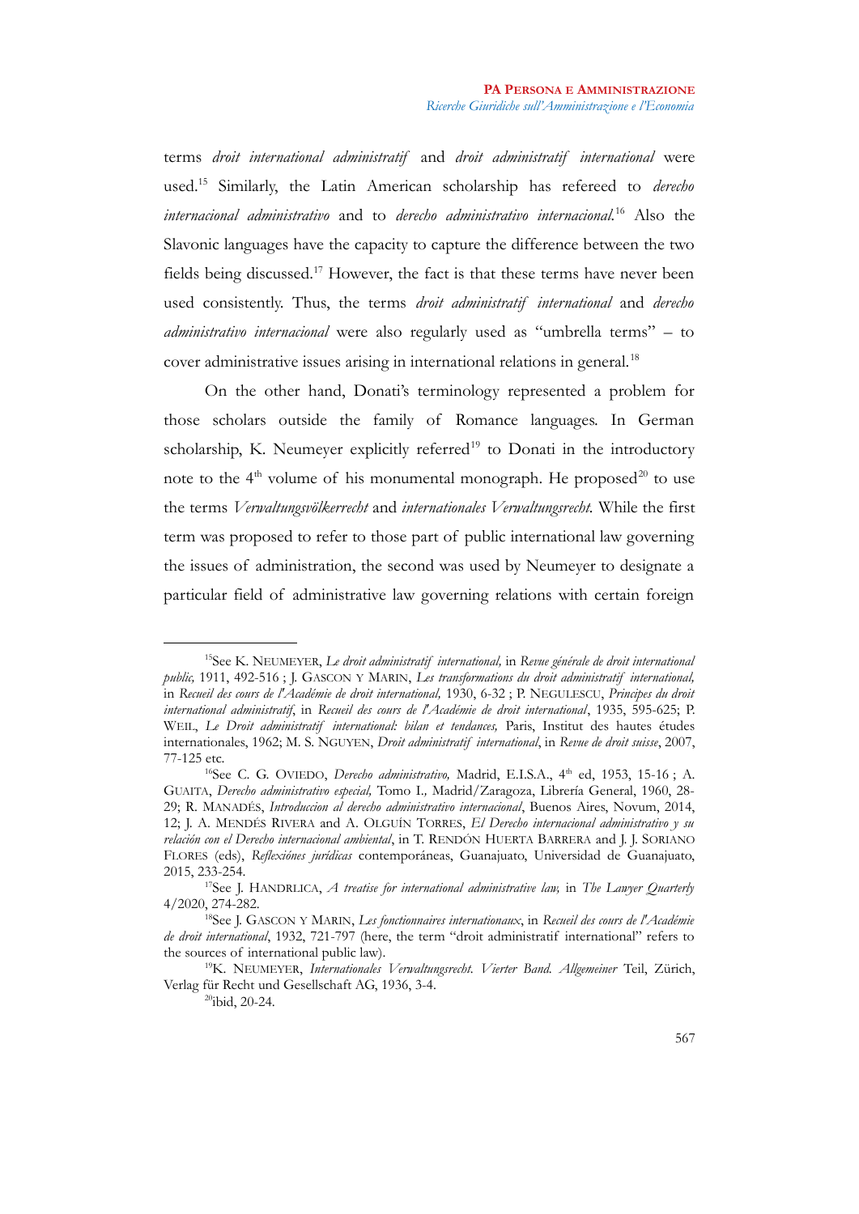terms *droit international administratif* and *droit administratif international* were used.[15] Similarly, the Latin American scholarship has refereed to *derecho internacional administrativo* and to *derecho administrativo internacional*.[16] Also the Slavonic languages have the capacity to capture the difference between the two fields being discussed.[17] However, the fact is that these terms have never been used consistently. Thus, the terms *droit administratif international* and *derecho administrativo internacional* were also regularly used as "umbrella terms" – to cover administrative issues arising in international relations in general.[18]

On the other hand, Donati's terminology represented a problem for those scholars outside the family of Romance languages. In German scholarship, K. Neumeyer explicitly referred[19] to Donati in the introductory note to the 4th volume of his monumental monograph. He proposed[20] to use the terms *Verwaltungsvölkerrecht* and *internationales Verwaltungsrecht.* While the first term was proposed to refer to those part of public international law governing the issues of administration, the second was used by Neumeyer to designate a particular field of administrative law governing relations with certain foreign

---

[15] See K. NEUMEYER, *Le droit administratif international,* in *Revue générale de droit international public,* 1911, 492-516 ; J. GASCON Y MARIN, *Les transformations du droit administratif international,* in *Recueil des cours de l'Académie de droit international,* 1930, 6-32 ; P. NEGULESCU, *Principes du droit international administratif*, in *Recueil des cours de l'Académie de droit international*, 1935, 595-625; P. WEIL, *Le Droit administratif international: bilan et tendances,* Paris, Institut des hautes études internationales, 1962; M. S. NGUYEN, *Droit administratif international*, in *Revue de droit suisse*, 2007, 77-125 etc.

[16] See C. G. OVIEDO, *Derecho administrativo,* Madrid, E.I.S.A., 4th ed, 1953, 15-16 ; A. GUAITA, *Derecho administrativo especial,* Tomo I., Madrid/Zaragoza, Librería General, 1960, 28-29; R. MANADÉS, *Introduccion al derecho administrativo internacional*, Buenos Aires, Novum, 2014, 12; J. A. MENDÉS RIVERA and A. OLGUÍN TORRES, *El Derecho internacional administrativo y su relación con el Derecho internacional ambiental*, in T. RENDÓN HUERTA BARRERA and J. J. SORIANO FLORES (eds), *Reflexiónes jurídicas* contemporáneas, Guanajuato, Universidad de Guanajuato, 2015, 233-254.

[17] See J. HANDRLICA, *A treatise for international administrative law,* in *The Lawyer Quarterly* 4/2020, 274-282.

[18] See J. GASCON Y MARIN, *Les fonctionnaires internationaux*, in *Recueil des cours de l'Académie de droit international*, 1932, 721-797 (here, the term "droit administratif international" refers to the sources of international public law).

[19] K. NEUMEYER, *Internationales Verwaltungsrecht. Vierter Band. Allgemeiner* Teil, Zürich, Verlag für Recht und Gesellschaft AG, 1936, 3-4.

[20] ibid, 20-24.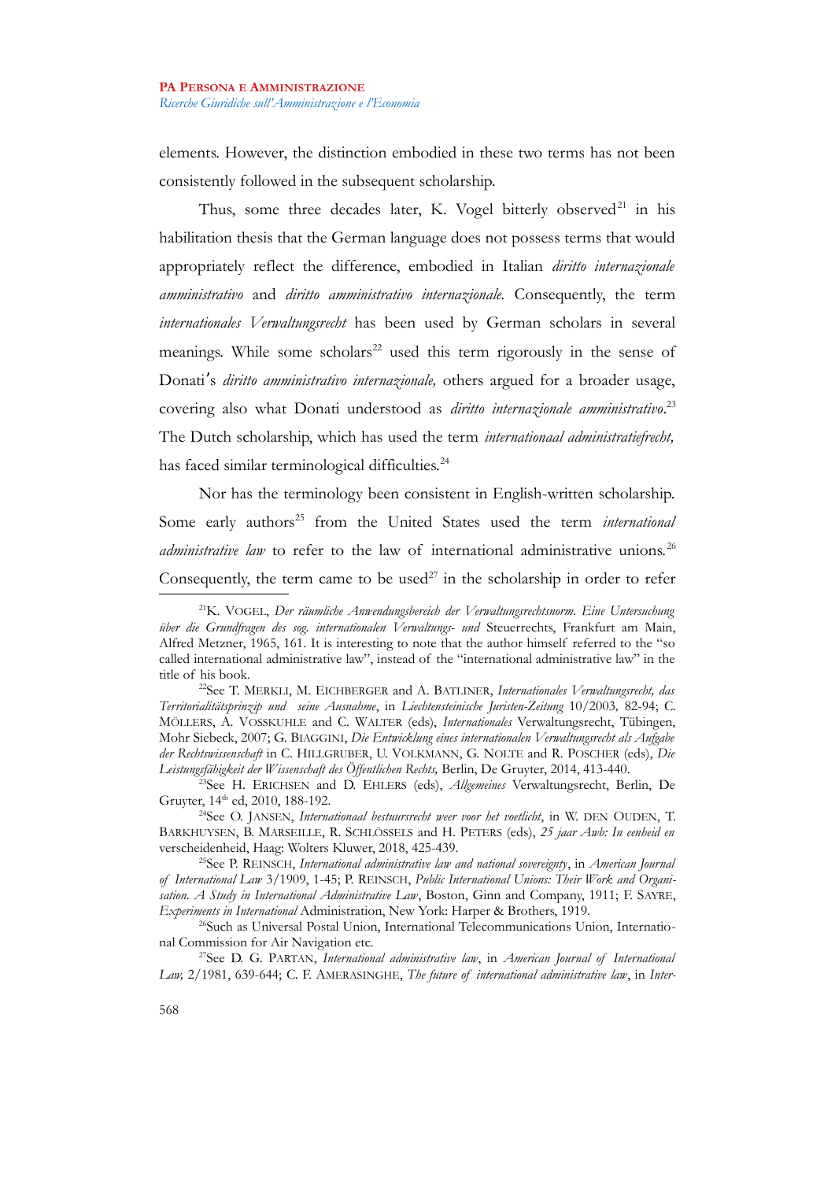elements. However, the distinction embodied in these two terms has not been consistently followed in the subsequent scholarship.

Thus, some three decades later, K. Vogel bitterly observed[21] in his habilitation thesis that the German language does not possess terms that would appropriately reflect the difference, embodied in Italian *diritto internazionale amministrativo* and *diritto amministrativo internazionale*. Consequently, the term *internationales Verwaltungsrecht* has been used by German scholars in several meanings. While some scholars[22] used this term rigorously in the sense of Donati's *diritto amministrativo internazionale,* others argued for a broader usage, covering also what Donati understood as *diritto internazionale amministrativo*.[23] The Dutch scholarship, which has used the term *internationaal administratiefrecht,* has faced similar terminological difficulties.[24]

Nor has the terminology been consistent in English-written scholarship. Some early authors[25] from the United States used the term *international administrative law* to refer to the law of international administrative unions.[26] Consequently, the term came to be used[27] in the scholarship in order to refer

---

[21] K. VOGEL, *Der räumliche Anwendungsbereich der Verwaltungsrechtsnorm. Eine Untersuchung über die Grundfragen des sog. internationalen Verwaltungs- und* Steuerrechts, Frankfurt am Main, Alfred Metzner, 1965, 161. It is interesting to note that the author himself referred to the "so called international administrative law", instead of the "international administrative law" in the title of his book.

[22] See T. MERKLI, M. EICHBERGER and A. BATLINER, *Internationales Verwaltungsrecht, das Territorialitätsprinzip und seine Ausnahme*, in *Liechtensteinische Juristen-Zeitung* 10/2003, 82-94; C. MÖLLERS, A. VOSSKUHLE and C. WALTER (eds), *Internationales* Verwaltungsrecht, Tübingen, Mohr Siebeck, 2007; G. BIAGGINI, *Die Entwicklung eines internationalen Verwaltungsrecht als Aufgabe der Rechtswissenschaft* in C. HILLGRUBER, U. VOLKMANN, G. NOLTE and R. POSCHER (eds), *Die Leistungsfähigkeit der Wissenschaft des Öffentlichen Rechts,* Berlin, De Gruyter, 2014, 413-440.

[23] See H. ERICHSEN and D. EHLERS (eds), *Allgemeines* Verwaltungsrecht, Berlin, De Gruyter, 14th ed, 2010, 188-192.

[24] See O. JANSEN, *Internationaal bestuursrecht weer voor het voetlicht*, in W. DEN OUDEN, T. BARKHUYSEN, B. MARSEILLE, R. SCHLÖSSELS and H. PETERS (eds), *25 jaar Awb: In eenheid en* verscheidenheid, Haag: Wolters Kluwer, 2018, 425-439.

[25] See P. REINSCH, *International administrative law and national sovereignty*, in *American Journal of International Law* 3/1909, 1-45; P. REINSCH, *Public International Unions: Their Work and Organisation. A Study in International Administrative Law*, Boston, Ginn and Company, 1911; F. SAYRE, *Experiments in International* Administration, New York: Harper & Brothers, 1919.

[26] Such as Universal Postal Union, International Telecommunications Union, International Commission for Air Navigation etc.

[27] See D. G. PARTAN, *International administrative law*, in *American Journal of International Law,* 2/1981, 639-644; C. F. AMERASINGHE, *The future of international administrative law*, in *Inter-*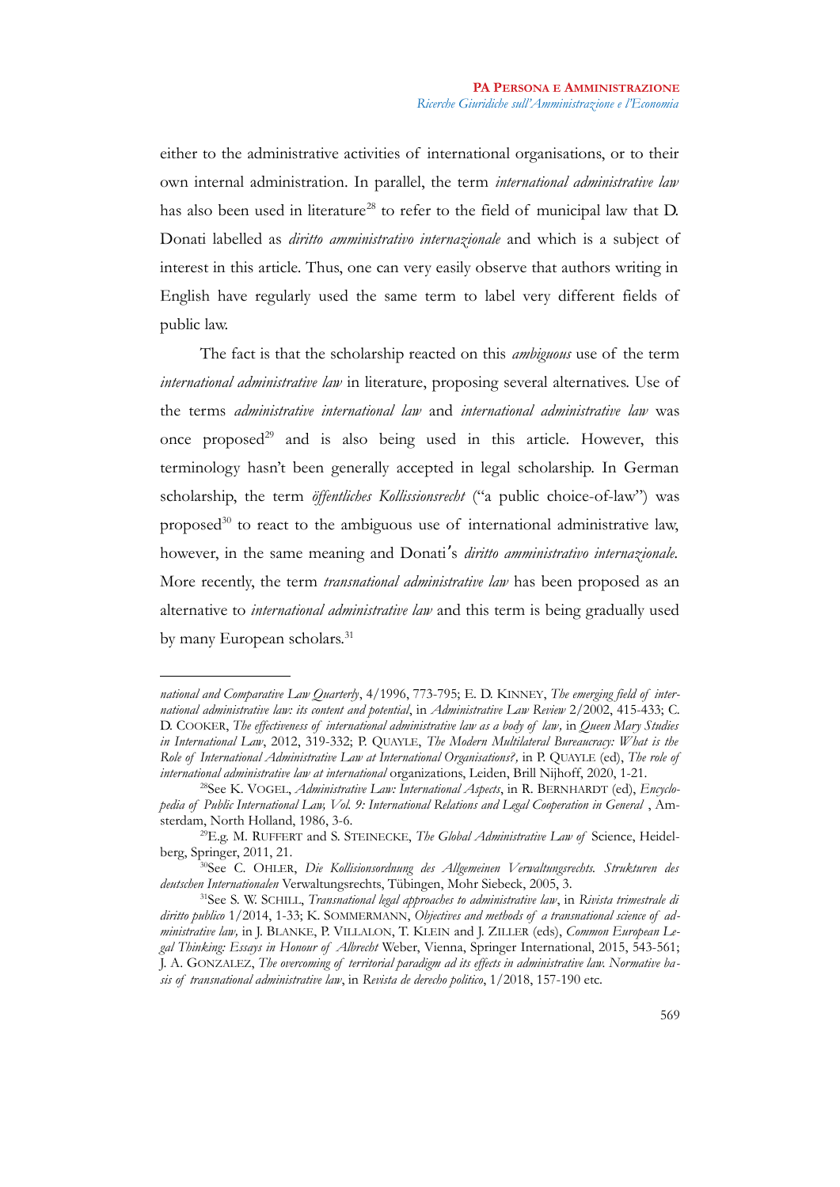either to the administrative activities of international organisations, or to their own internal administration. In parallel, the term *international administrative law* has also been used in literature[28] to refer to the field of municipal law that D. Donati labelled as *diritto amministrativo internazionale* and which is a subject of interest in this article. Thus, one can very easily observe that authors writing in English have regularly used the same term to label very different fields of public law.

The fact is that the scholarship reacted on this *ambiguous* use of the term *international administrative law* in literature, proposing several alternatives. Use of the terms *administrative international law* and *international administrative law* was once proposed[29] and is also being used in this article. However, this terminology hasn't been generally accepted in legal scholarship. In German scholarship, the term *öffentliches Kollissionsrecht* ("a public choice-of-law") was proposed[30] to react to the ambiguous use of international administrative law, however, in the same meaning and Donati's *diritto amministrativo internazionale.* More recently, the term *transnational administrative law* has been proposed as an alternative to *international administrative law* and this term is being gradually used by many European scholars.[31]

---

*national and Comparative Law Quarterly*, 4/1996, 773-795; E. D. KINNEY, *The emerging field of international administrative law: its content and potential*, in *Administrative Law Review* 2/2002, 415-433; C. D. COOKER, *The effectiveness of international administrative law as a body of law,* in *Queen Mary Studies in International Law*, 2012, 319-332; P. QUAYLE, *The Modern Multilateral Bureaucracy: What is the Role of International Administrative Law at International Organisations?,* in P. QUAYLE (ed), *The role of international administrative law at international* organizations, Leiden, Brill Nijhoff, 2020, 1-21.

[28] See K. VOGEL, *Administrative Law: International Aspects*, in R. BERNHARDT (ed), *Encyclopedia of Public International Law, Vol. 9: International Relations and Legal Cooperation in General* , Amsterdam, North Holland, 1986, 3-6.

[29] E.g. M. RUFFERT and S. STEINECKE, *The Global Administrative Law of* Science, Heidelberg, Springer, 2011, 21.

[30] See C. OHLER, *Die Kollisionsordnung des Allgemeinen Verwaltungsrechts. Strukturen des deutschen Internationalen* Verwaltungsrechts, Tübingen, Mohr Siebeck, 2005, 3.

[31] See S. W. SCHILL, *Transnational legal approaches to administrative law*, in *Rivista trimestrale di diritto publico* 1/2014, 1-33; K. SOMMERMANN, *Objectives and methods of a transnational science of administrative law,* in J. BLANKE, P. VILLALON, T. KLEIN and J. ZILLER (eds), *Common European Legal Thinking: Essays in Honour of Albrecht* Weber, Vienna, Springer International, 2015, 543-561; J. A. GONZALEZ, *The overcoming of territorial paradigm ad its effects in administrative law. Normative basis of transnational administrative law*, in *Revista de derecho politico*, 1/2018, 157-190 etc.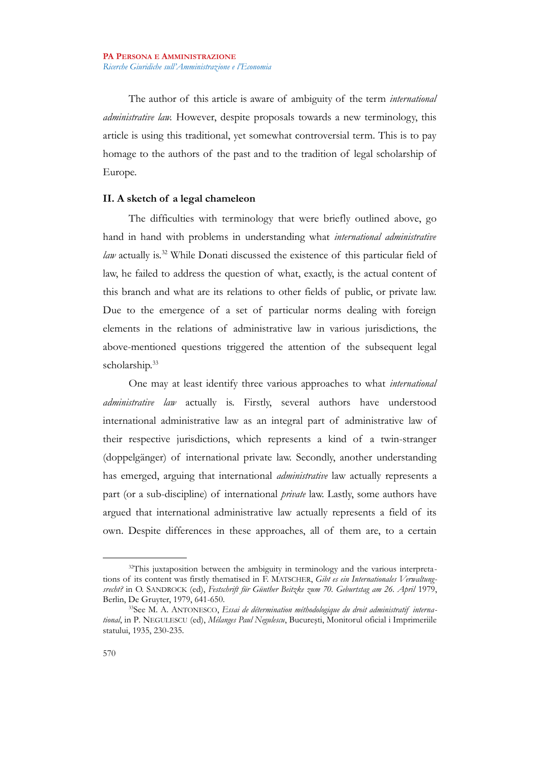The author of this article is aware of ambiguity of the term *international administrative law.* However, despite proposals towards a new terminology, this article is using this traditional, yet somewhat controversial term. This is to pay homage to the authors of the past and to the tradition of legal scholarship of Europe.

## II. A sketch of a legal chameleon

The difficulties with terminology that were briefly outlined above, go hand in hand with problems in understanding what *international administrative law* actually is.[32] While Donati discussed the existence of this particular field of law, he failed to address the question of what, exactly, is the actual content of this branch and what are its relations to other fields of public, or private law. Due to the emergence of a set of particular norms dealing with foreign elements in the relations of administrative law in various jurisdictions, the above-mentioned questions triggered the attention of the subsequent legal scholarship.[33]

One may at least identify three various approaches to what *international administrative law* actually is. Firstly, several authors have understood international administrative law as an integral part of administrative law of their respective jurisdictions, which represents a kind of a twin-stranger (doppelgänger) of international private law. Secondly, another understanding has emerged, arguing that international *administrative* law actually represents a part (or a sub-discipline) of international *private* law. Lastly, some authors have argued that international administrative law actually represents a field of its own. Despite differences in these approaches, all of them are, to a certain

---

[32] This juxtaposition between the ambiguity in terminology and the various interpretations of its content was firstly thematised in F. MATSCHER, *Gibt es ein Internationales Verwaltungsrecht?* in O. SANDROCK (ed), *Festschrift für Günther Beitzke zum 70. Geburtstag am 26. April* 1979, Berlin, De Gruyter, 1979, 641-650.

[33] See M. A. ANTONESCO, *Essai de détermination méthodologique du droit administratif international*, in P. NEGULESCU (ed), *Mélanges Paul Negulescu*, Bucureşti, Monitorul oficial i Imprimeriile statului, 1935, 230-235.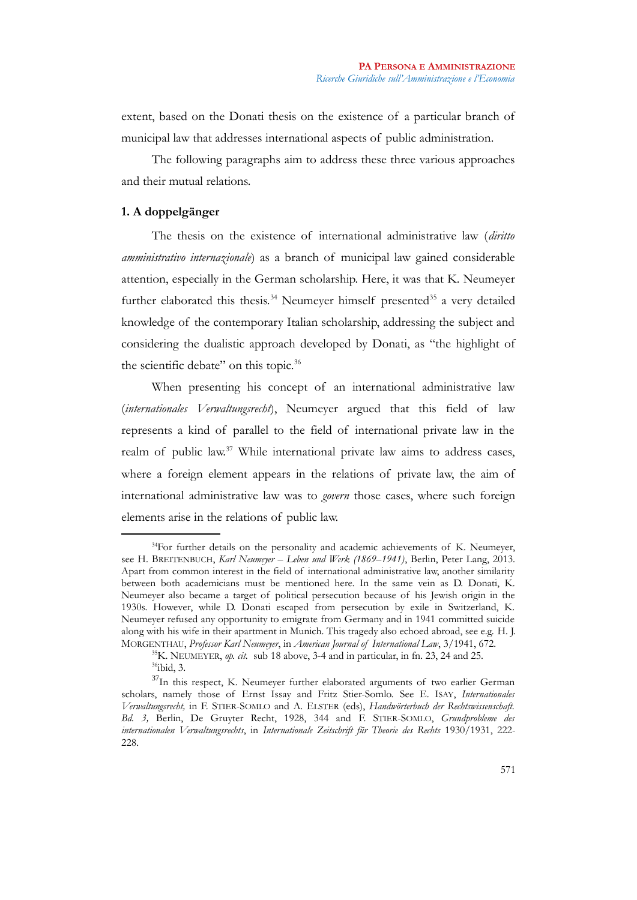extent, based on the Donati thesis on the existence of a particular branch of municipal law that addresses international aspects of public administration.

The following paragraphs aim to address these three various approaches and their mutual relations.

## 1. A doppelgänger

The thesis on the existence of international administrative law (*diritto amministrativo internazionale*) as a branch of municipal law gained considerable attention, especially in the German scholarship. Here, it was that K. Neumeyer further elaborated this thesis.[34] Neumeyer himself presented[35] a very detailed knowledge of the contemporary Italian scholarship, addressing the subject and considering the dualistic approach developed by Donati, as "the highlight of the scientific debate" on this topic.[36]

When presenting his concept of an international administrative law (*internationales Verwaltungsrecht*), Neumeyer argued that this field of law represents a kind of parallel to the field of international private law in the realm of public law.[37] While international private law aims to address cases, where a foreign element appears in the relations of private law, the aim of international administrative law was to *govern* those cases, where such foreign elements arise in the relations of public law.

---

[34] For further details on the personality and academic achievements of K. Neumeyer, see H. BREITENBUCH, *Karl Neumeyer – Leben und Werk (1869–1941)*, Berlin, Peter Lang, 2013. Apart from common interest in the field of international administrative law, another similarity between both academicians must be mentioned here. In the same vein as D. Donati, K. Neumeyer also became a target of political persecution because of his Jewish origin in the 1930s. However, while D. Donati escaped from persecution by exile in Switzerland, K. Neumeyer refused any opportunity to emigrate from Germany and in 1941 committed suicide along with his wife in their apartment in Munich. This tragedy also echoed abroad, see e.g. H. J. MORGENTHAU, *Professor Karl Neumeyer*, in *American Journal of International Law*, 3/1941, 672.

[35] K. NEUMEYER, *op. cit.* sub 18 above, 3-4 and in particular, in fn. 23, 24 and 25.

[36] ibid, 3.

[37] In this respect, K. Neumeyer further elaborated arguments of two earlier German scholars, namely those of Ernst Issay and Fritz Stier-Somlo. See E. ISAY, *Internationales Verwaltungsrecht,* in F. STIER-SOMLO and A. ELSTER (eds), *Handwörterbuch der Rechtswissenschaft. Bd. 3,* Berlin, De Gruyter Recht, 1928, 344 and F. STIER-SOMLO, *Grundprobleme des internationalen Verwaltungsrechts*, in *Internationale Zeitschrift für Theorie des Rechts* 1930/1931, 222-228.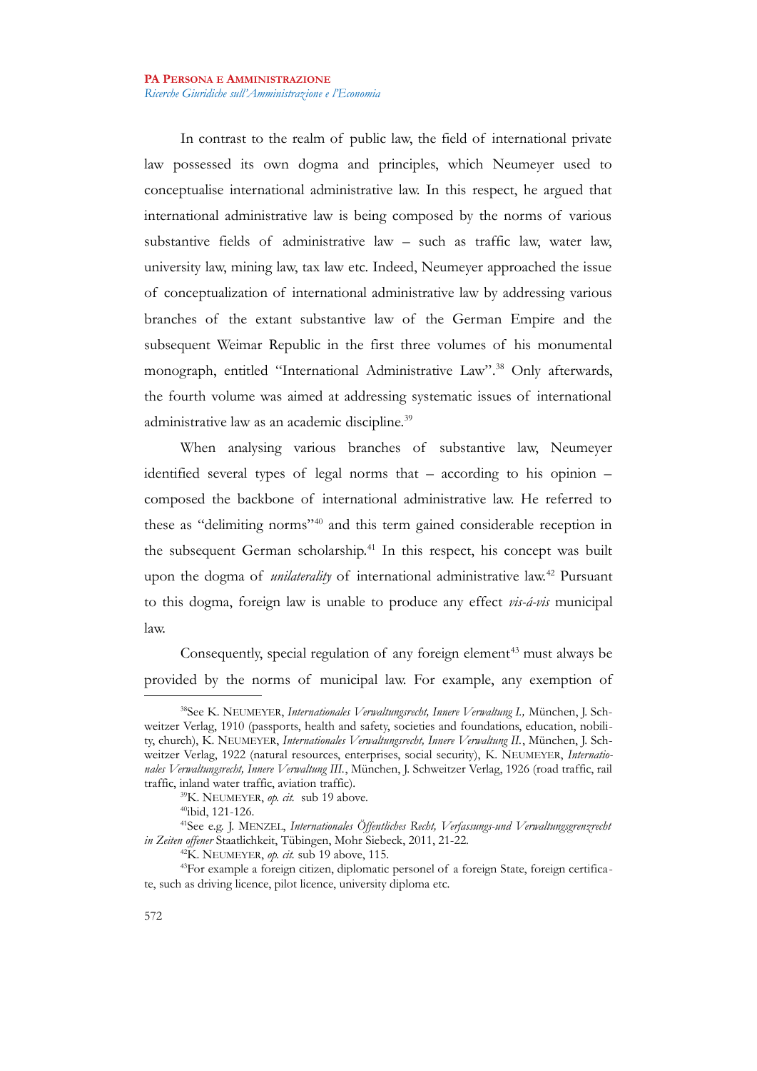In contrast to the realm of public law, the field of international private law possessed its own dogma and principles, which Neumeyer used to conceptualise international administrative law. In this respect, he argued that international administrative law is being composed by the norms of various substantive fields of administrative law – such as traffic law, water law, university law, mining law, tax law etc. Indeed, Neumeyer approached the issue of conceptualization of international administrative law by addressing various branches of the extant substantive law of the German Empire and the subsequent Weimar Republic in the first three volumes of his monumental monograph, entitled "International Administrative Law".[38] Only afterwards, the fourth volume was aimed at addressing systematic issues of international administrative law as an academic discipline.[39]

When analysing various branches of substantive law, Neumeyer identified several types of legal norms that – according to his opinion – composed the backbone of international administrative law. He referred to these as "delimiting norms"[40] and this term gained considerable reception in the subsequent German scholarship.[41] In this respect, his concept was built upon the dogma of *unilaterality* of international administrative law.[42] Pursuant to this dogma, foreign law is unable to produce any effect *vis-á-vis* municipal law.

Consequently, special regulation of any foreign element[43] must always be provided by the norms of municipal law. For example, any exemption of

---

[38] See K. NEUMEYER, *Internationales Verwaltungsrecht, Innere Verwaltung I.,* München, J. Schweitzer Verlag, 1910 (passports, health and safety, societies and foundations, education, nobility, church), K. NEUMEYER, *Internationales Verwaltungsrecht, Innere Verwaltung II.*, München, J. Schweitzer Verlag, 1922 (natural resources, enterprises, social security), K. NEUMEYER, *Internationales Verwaltungsrecht, Innere Verwaltung III.*, München, J. Schweitzer Verlag, 1926 (road traffic, rail traffic, inland water traffic, aviation traffic).

[39] K. NEUMEYER, *op. cit.* sub 19 above.

[40] ibid, 121-126.

[41] See e.g. J. MENZEL, *Internationales Öffentliches Recht, Verfassungs-und Verwaltungsgrenzrecht in Zeiten offener* Staatlichkeit, Tübingen, Mohr Siebeck, 2011, 21-22.

[42] K. NEUMEYER, *op. cit.* sub 19 above, 115.

[43] For example a foreign citizen, diplomatic personel of a foreign State, foreign certificate, such as driving licence, pilot licence, university diploma etc.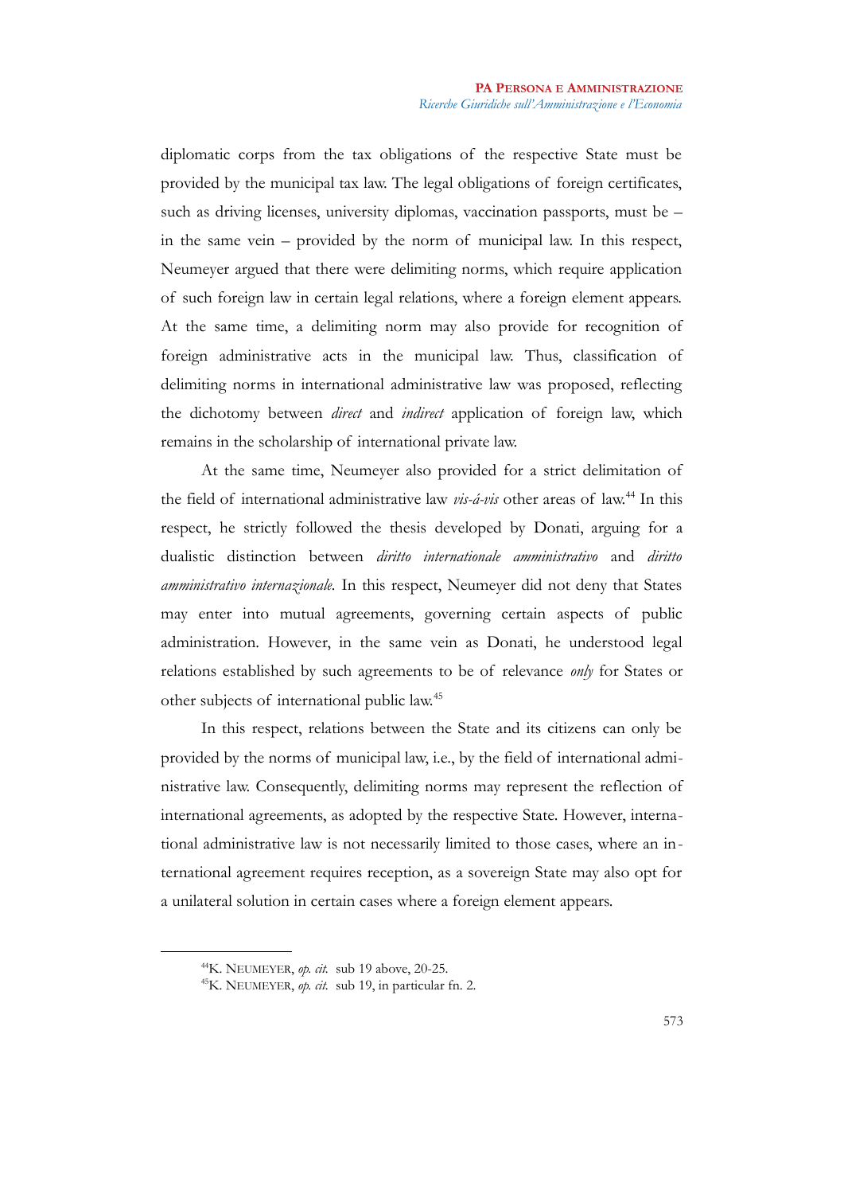diplomatic corps from the tax obligations of the respective State must be provided by the municipal tax law. The legal obligations of foreign certificates, such as driving licenses, university diplomas, vaccination passports, must be – in the same vein – provided by the norm of municipal law. In this respect, Neumeyer argued that there were delimiting norms, which require application of such foreign law in certain legal relations, where a foreign element appears. At the same time, a delimiting norm may also provide for recognition of foreign administrative acts in the municipal law. Thus, classification of delimiting norms in international administrative law was proposed, reflecting the dichotomy between *direct* and *indirect* application of foreign law, which remains in the scholarship of international private law.

At the same time, Neumeyer also provided for a strict delimitation of the field of international administrative law *vis-á-vis* other areas of law.[44] In this respect, he strictly followed the thesis developed by Donati, arguing for a dualistic distinction between *diritto internationale amministrativo* and *diritto amministrativo internazionale*. In this respect, Neumeyer did not deny that States may enter into mutual agreements, governing certain aspects of public administration. However, in the same vein as Donati, he understood legal relations established by such agreements to be of relevance *only* for States or other subjects of international public law.[45]

In this respect, relations between the State and its citizens can only be provided by the norms of municipal law, i.e., by the field of international administrative law. Consequently, delimiting norms may represent the reflection of international agreements, as adopted by the respective State. However, international administrative law is not necessarily limited to those cases, where an international agreement requires reception, as a sovereign State may also opt for a unilateral solution in certain cases where a foreign element appears.

---

[44] K. NEUMEYER, *op. cit.* sub 19 above, 20-25.

[45] K. NEUMEYER, *op. cit.* sub 19, in particular fn. 2.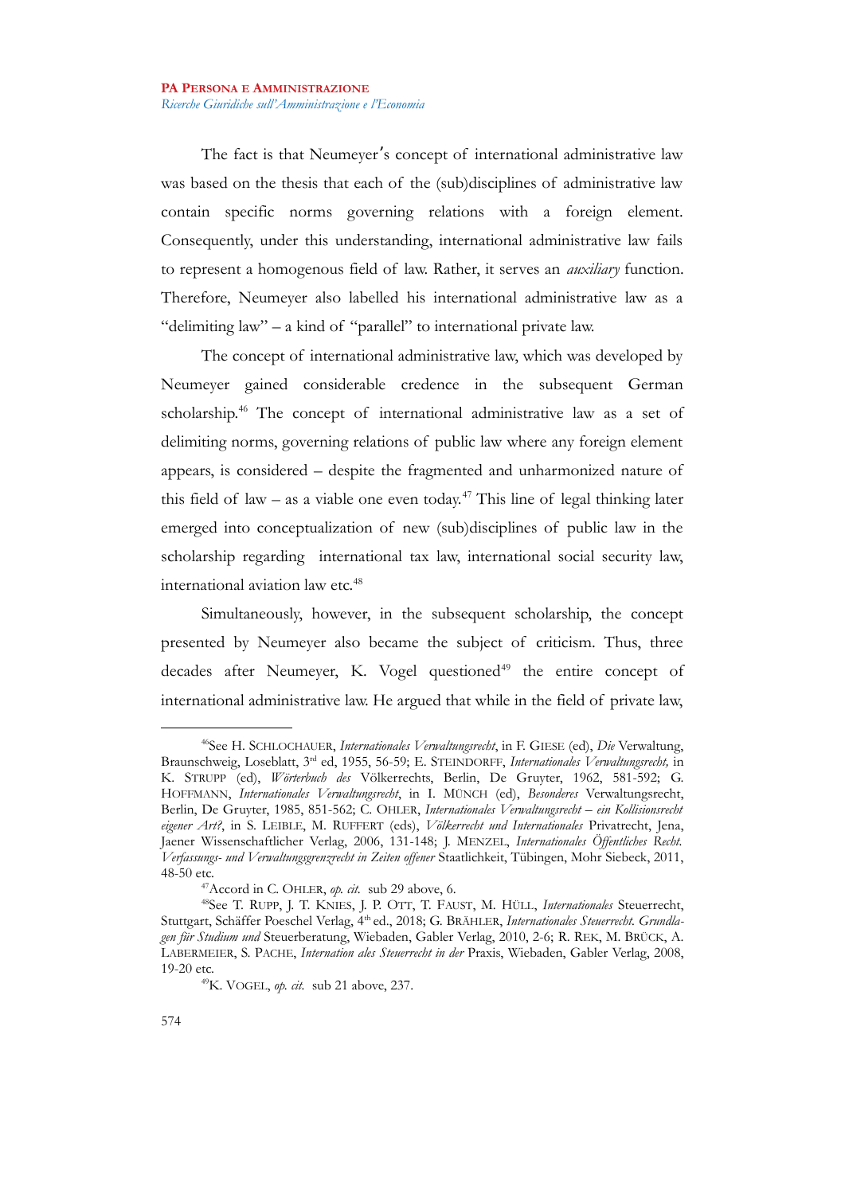The fact is that Neumeyer's concept of international administrative law was based on the thesis that each of the (sub)disciplines of administrative law contain specific norms governing relations with a foreign element. Consequently, under this understanding, international administrative law fails to represent a homogenous field of law. Rather, it serves an *auxiliary* function. Therefore, Neumeyer also labelled his international administrative law as a "delimiting law" – a kind of "parallel" to international private law.

The concept of international administrative law, which was developed by Neumeyer gained considerable credence in the subsequent German scholarship.[46] The concept of international administrative law as a set of delimiting norms, governing relations of public law where any foreign element appears, is considered – despite the fragmented and unharmonized nature of this field of law – as a viable one even today.[47] This line of legal thinking later emerged into conceptualization of new (sub)disciplines of public law in the scholarship regarding international tax law, international social security law, international aviation law etc.[48]

Simultaneously, however, in the subsequent scholarship, the concept presented by Neumeyer also became the subject of criticism. Thus, three decades after Neumeyer, K. Vogel questioned[49] the entire concept of international administrative law. He argued that while in the field of private law,

---

[46] See H. SCHLOCHAUER, *Internationales Verwaltungsrecht*, in F. GIESE (ed), *Die* Verwaltung, Braunschweig, Loseblatt, 3rd ed, 1955, 56-59; E. STEINDORFF, *Internationales Verwaltungsrecht,* in K. STRUPP (ed), *Wörterbuch des* Völkerrechts, Berlin, De Gruyter, 1962, 581-592; G. HOFFMANN, *Internationales Verwaltungsrecht*, in I. MÜNCH (ed), *Besonderes* Verwaltungsrecht, Berlin, De Gruyter, 1985, 851-562; C. OHLER, *Internationales Verwaltungsrecht – ein Kollisionsrecht eigener Art?*, in S. LEIBLE, M. RUFFERT (eds), *Völkerrecht und Internationales* Privatrecht, Jena, Jaener Wissenschaftlicher Verlag, 2006, 131-148; J. MENZEL, *Internationales Öffentliches Recht. Verfassungs- und Verwaltungsgrenzrecht in Zeiten offener* Staatlichkeit, Tübingen, Mohr Siebeck, 2011, 48-50 etc.

[47] Accord in C. OHLER, *op. cit.* sub 29 above, 6.

[48] See T. RUPP, J. T. KNIES, J. P. OTT, T. FAUST, M. HÜLL, *Internationales* Steuerrecht, Stuttgart, Schäffer Poeschel Verlag, 4th ed., 2018; G. BRÄHLER, *Internationales Steuerrecht. Grundlagen für Studium und* Steuerberatung, Wiebaden, Gabler Verlag, 2010, 2-6; R. REK, M. BRÜCK, A. LABERMEIER, S. PACHE, *Internation ales Steuerrecht in der* Praxis, Wiebaden, Gabler Verlag, 2008, 19-20 etc.

[49] K. VOGEL, *op. cit.* sub 21 above, 237.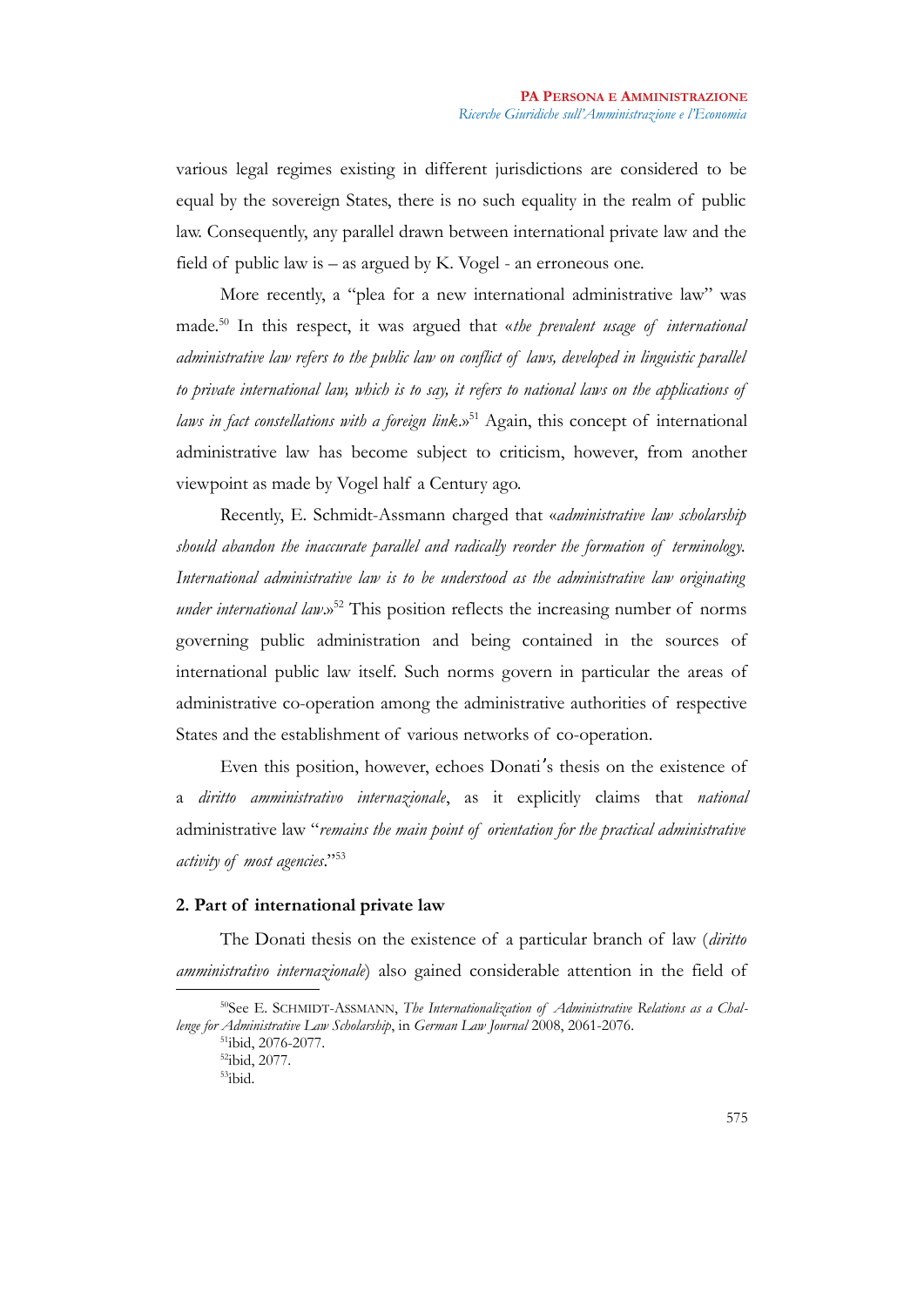various legal regimes existing in different jurisdictions are considered to be equal by the sovereign States, there is no such equality in the realm of public law. Consequently, any parallel drawn between international private law and the field of public law is – as argued by K. Vogel - an erroneous one.

More recently, a "plea for a new international administrative law" was made.[50] In this respect, it was argued that «*the prevalent usage of international administrative law refers to the public law on conflict of laws, developed in linguistic parallel to private international law, which is to say, it refers to national laws on the applications of laws in fact constellations with a foreign link.*»[51] Again, this concept of international administrative law has become subject to criticism, however, from another viewpoint as made by Vogel half a Century ago.

Recently, E. Schmidt-Assmann charged that «*administrative law scholarship should abandon the inaccurate parallel and radically reorder the formation of terminology. International administrative law is to be understood as the administrative law originating under international law.*»[52] This position reflects the increasing number of norms governing public administration and being contained in the sources of international public law itself. Such norms govern in particular the areas of administrative co-operation among the administrative authorities of respective States and the establishment of various networks of co-operation.

Even this position, however, echoes Donati's thesis on the existence of a *diritto amministrativo internazionale*, as it explicitly claims that *national* administrative law "*remains the main point of orientation for the practical administrative activity of most agencies*."[53]

## 2. Part of international private law

The Donati thesis on the existence of a particular branch of law (*diritto amministrativo internazionale*) also gained considerable attention in the field of

---

[50] See E. Schmidt-Assmann, *The Internationalization of Administrative Relations as a Challenge for Administrative Law Scholarship*, in *German Law Journal* 2008, 2061-2076.

[51] ibid, 2076-2077.

[52] ibid, 2077.

[53] ibid.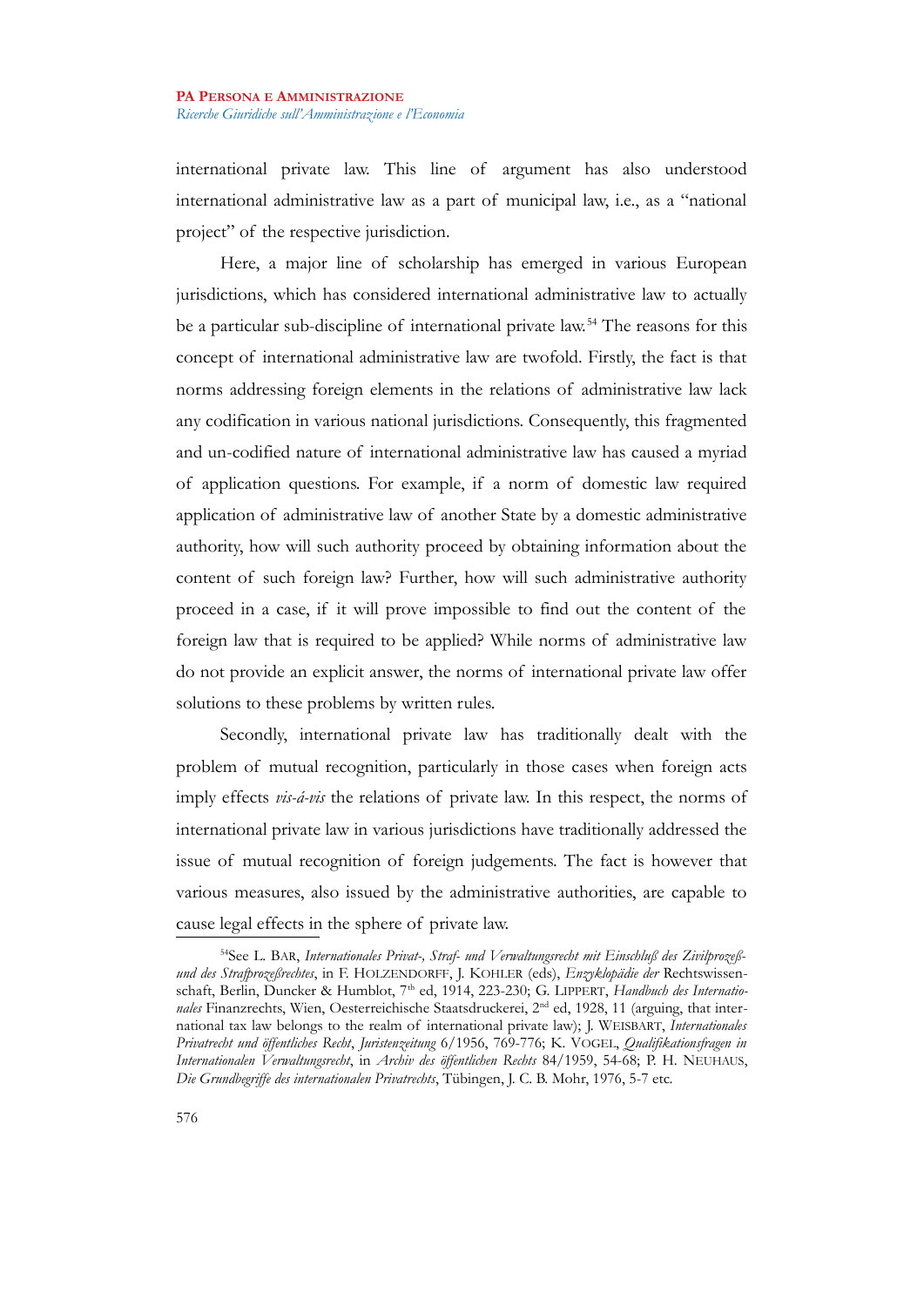international private law. This line of argument has also understood international administrative law as a part of municipal law, i.e., as a "national project" of the respective jurisdiction.

Here, a major line of scholarship has emerged in various European jurisdictions, which has considered international administrative law to actually be a particular sub-discipline of international private law.[54] The reasons for this concept of international administrative law are twofold. Firstly, the fact is that norms addressing foreign elements in the relations of administrative law lack any codification in various national jurisdictions. Consequently, this fragmented and un-codified nature of international administrative law has caused a myriad of application questions. For example, if a norm of domestic law required application of administrative law of another State by a domestic administrative authority, how will such authority proceed by obtaining information about the content of such foreign law? Further, how will such administrative authority proceed in a case, if it will prove impossible to find out the content of the foreign law that is required to be applied? While norms of administrative law do not provide an explicit answer, the norms of international private law offer solutions to these problems by written rules.

Secondly, international private law has traditionally dealt with the problem of mutual recognition, particularly in those cases when foreign acts imply effects *vis-á-vis* the relations of private law. In this respect, the norms of international private law in various jurisdictions have traditionally addressed the issue of mutual recognition of foreign judgements. The fact is however that various measures, also issued by the administrative authorities, are capable to cause legal effects in the sphere of private law.

---

[54]See L. BAR, *Internationales Privat-, Straf- und Verwaltungsrecht mit Einschluß des Zivilprozeß- und des Strafprozeßrechtes*, in F. HOLZENDORFF, J. KOHLER (eds), *Enzyklopädie der* Rechtswissenschaft, Berlin, Duncker & Humblot, 7th ed, 1914, 223-230; G. LIPPERT, *Handbuch des Internationales* Finanzrechts, Wien, Oesterreichische Staatsdruckerei, 2nd ed, 1928, 11 (arguing, that international tax law belongs to the realm of international private law); J. WEISBART, *Internationales Privatrecht und öffentliches Recht*, *Juristenzeitung* 6/1956, 769-776; K. VOGEL, *Qualifikationsfragen in Internationalen Verwaltungsrecht*, in *Archiv des öffentlichen Rechts* 84/1959, 54-68; P. H. NEUHAUS, *Die Grundbegriffe des internationalen Privatrechts*, Tübingen, J. C. B. Mohr, 1976, 5-7 etc.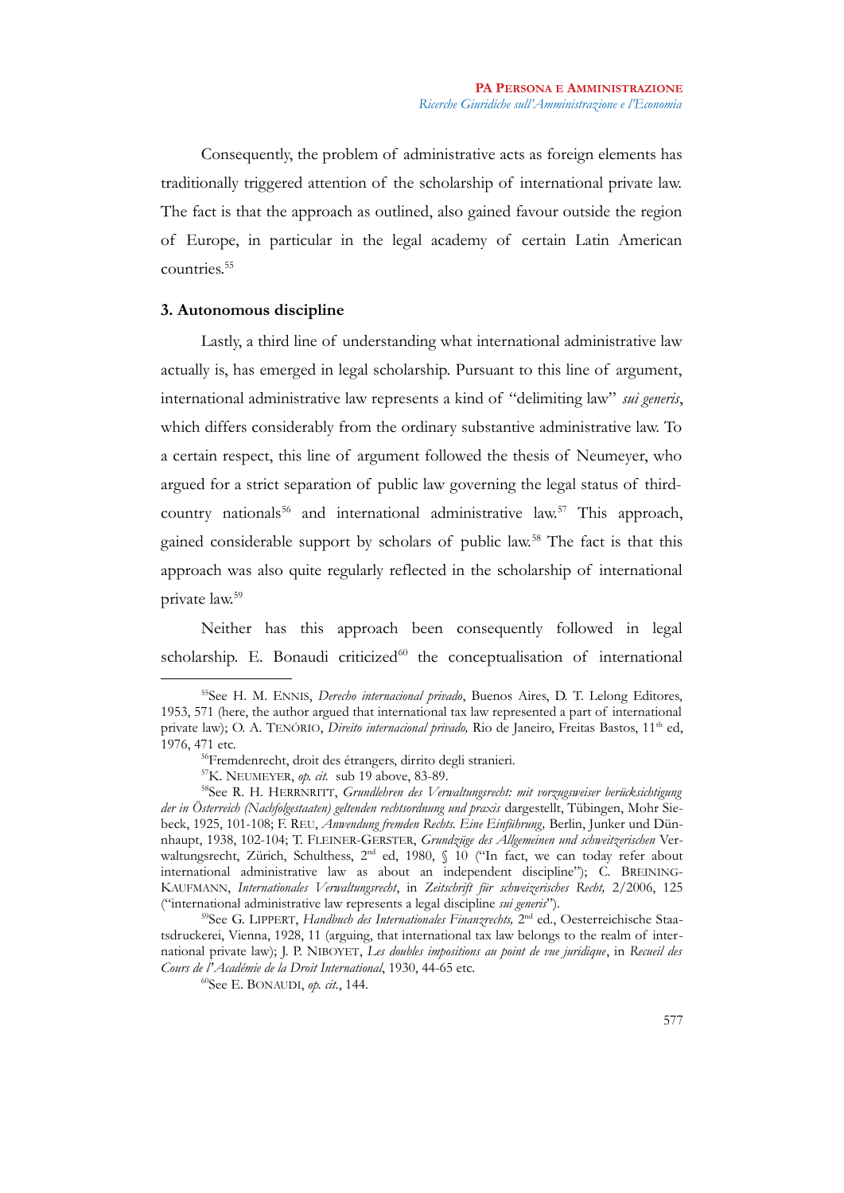Consequently, the problem of administrative acts as foreign elements has traditionally triggered attention of the scholarship of international private law. The fact is that the approach as outlined, also gained favour outside the region of Europe, in particular in the legal academy of certain Latin American countries.[55]

### 3. Autonomous discipline

Lastly, a third line of understanding what international administrative law actually is, has emerged in legal scholarship. Pursuant to this line of argument, international administrative law represents a kind of "delimiting law" *sui generis*, which differs considerably from the ordinary substantive administrative law. To a certain respect, this line of argument followed the thesis of Neumeyer, who argued for a strict separation of public law governing the legal status of third-country nationals[56] and international administrative law.[57] This approach, gained considerable support by scholars of public law.[58] The fact is that this approach was also quite regularly reflected in the scholarship of international private law.[59]

Neither has this approach been consequently followed in legal scholarship. E. Bonaudi criticized[60] the conceptualisation of international

---

[55] See H. M. ENNIS, *Derecho internacional privado*, Buenos Aires, D. T. Lelong Editores, 1953, 571 (here, the author argued that international tax law represented a part of international private law); O. A. TENÓRIO, *Direito internacional privado,* Rio de Janeiro, Freitas Bastos, 11[th] ed, 1976, 471 etc.

[56] Fremdenrecht, droit des étrangers, dirrito degli stranieri.

[57] K. NEUMEYER, *op. cit.* sub 19 above, 83-89.

[58] See R. H. HERRNRITT, *Grundlehren des Verwaltungsrecht: mit vorzugsweiser berücksichtigung der in Österreich (Nachfolgestaaten) geltenden rechtsordnung und praxis* dargestellt, Tübingen, Mohr Siebeck, 1925, 101-108; F. REU, *Anwendung fremden Rechts. Eine Einführung,* Berlin, Junker und Dünnhaupt, 1938, 102-104; T. FLEINER-GERSTER, *Grundzüge des Allgemeinen und schweitzerischen* Verwaltungsrecht, Zürich, Schulthess, 2[nd] ed, 1980, § 10 ("In fact, we can today refer about international administrative law as about an independent discipline"); C. BREINING-KAUFMANN, *Internationales Verwaltungsrecht*, in *Zeitschrift für schweizerisches Recht,* 2/2006, 125 ("international administrative law represents a legal discipline *sui generis*").

[59] See G. LIPPERT, *Handbuch des Internationales Finanzrechts,* 2[nd] ed., Oesterreichische Staatsdruckerei, Vienna, 1928, 11 (arguing, that international tax law belongs to the realm of international private law); J. P. NIBOYET, *Les doubles impositions au point de vue juridique*, in *Recueil des Cours de l'Académie de la Droit International*, 1930, 44-65 etc.

[60] See E. BONAUDI, *op. cit.*, 144.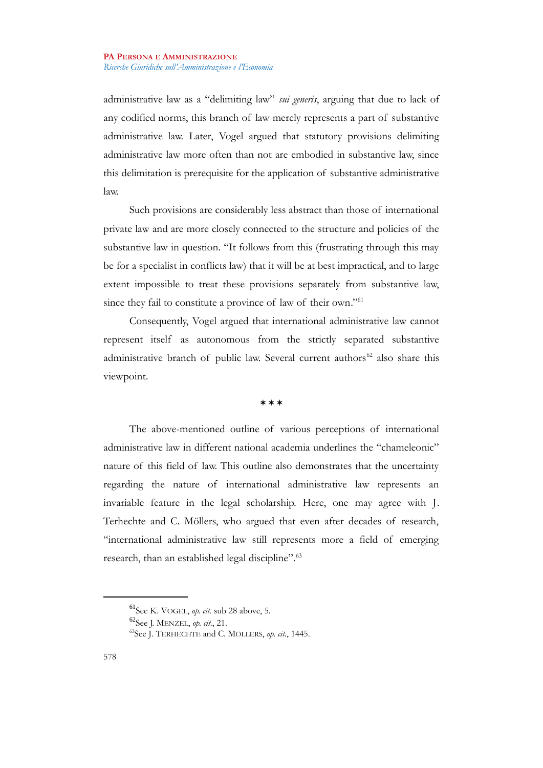administrative law as a "delimiting law" *sui generis*, arguing that due to lack of any codified norms, this branch of law merely represents a part of substantive administrative law. Later, Vogel argued that statutory provisions delimiting administrative law more often than not are embodied in substantive law, since this delimitation is prerequisite for the application of substantive administrative law.

Such provisions are considerably less abstract than those of international private law and are more closely connected to the structure and policies of the substantive law in question. "It follows from this (frustrating through this may be for a specialist in conflicts law) that it will be at best impractical, and to large extent impossible to treat these provisions separately from substantive law, since they fail to constitute a province of law of their own."[61]

Consequently, Vogel argued that international administrative law cannot represent itself as autonomous from the strictly separated substantive administrative branch of public law. Several current authors[62] also share this viewpoint.

\*\*\*

The above-mentioned outline of various perceptions of international administrative law in different national academia underlines the "chameleonic" nature of this field of law. This outline also demonstrates that the uncertainty regarding the nature of international administrative law represents an invariable feature in the legal scholarship. Here, one may agree with J. Terhechte and C. Möllers, who argued that even after decades of research, "international administrative law still represents more a field of emerging research, than an established legal discipline".[63]

---

[61] See K. VOGEL, *op. cit.* sub 28 above, 5.

[62] See J. MENZEL, *op. cit.*, 21.

[63] See J. TERHECHTE and C. MÖLLERS, *op. cit.*, 1445.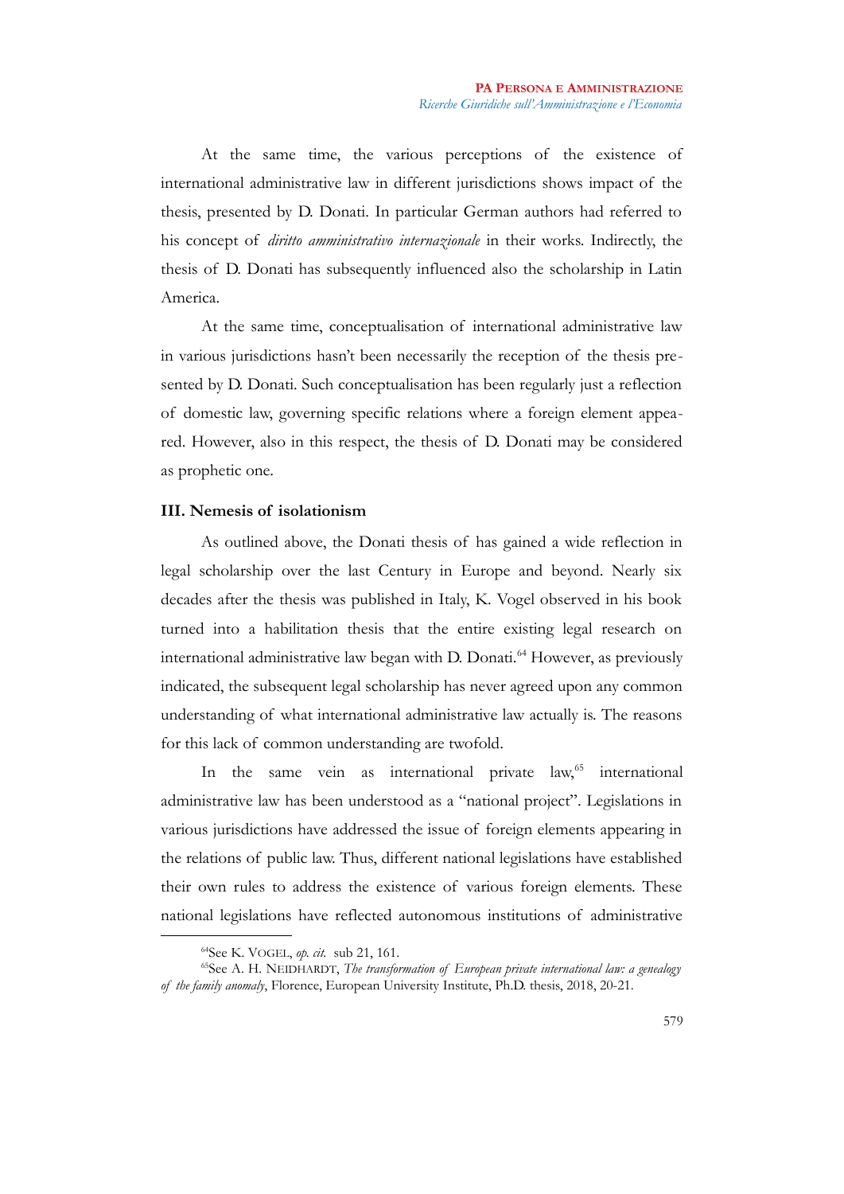At the same time, the various perceptions of the existence of international administrative law in different jurisdictions shows impact of the thesis, presented by D. Donati. In particular German authors had referred to his concept of *diritto amministrativo internazionale* in their works. Indirectly, the thesis of D. Donati has subsequently influenced also the scholarship in Latin America.

At the same time, conceptualisation of international administrative law in various jurisdictions hasn't been necessarily the reception of the thesis presented by D. Donati. Such conceptualisation has been regularly just a reflection of domestic law, governing specific relations where a foreign element appeared. However, also in this respect, the thesis of D. Donati may be considered as prophetic one.

### III. Nemesis of isolationism

As outlined above, the Donati thesis of has gained a wide reflection in legal scholarship over the last Century in Europe and beyond. Nearly six decades after the thesis was published in Italy, K. Vogel observed in his book turned into a habilitation thesis that the entire existing legal research on international administrative law began with D. Donati.[64] However, as previously indicated, the subsequent legal scholarship has never agreed upon any common understanding of what international administrative law actually is. The reasons for this lack of common understanding are twofold.

In the same vein as international private law,[65] international administrative law has been understood as a "national project". Legislations in various jurisdictions have addressed the issue of foreign elements appearing in the relations of public law. Thus, different national legislations have established their own rules to address the existence of various foreign elements. These national legislations have reflected autonomous institutions of administrative

---

[64] See K. Vogel, *op. cit.* sub 21, 161.

[65] See A. H. Neidhardt, *The transformation of European private international law: a genealogy of the family anomaly*, Florence, European University Institute, Ph.D. thesis, 2018, 20-21.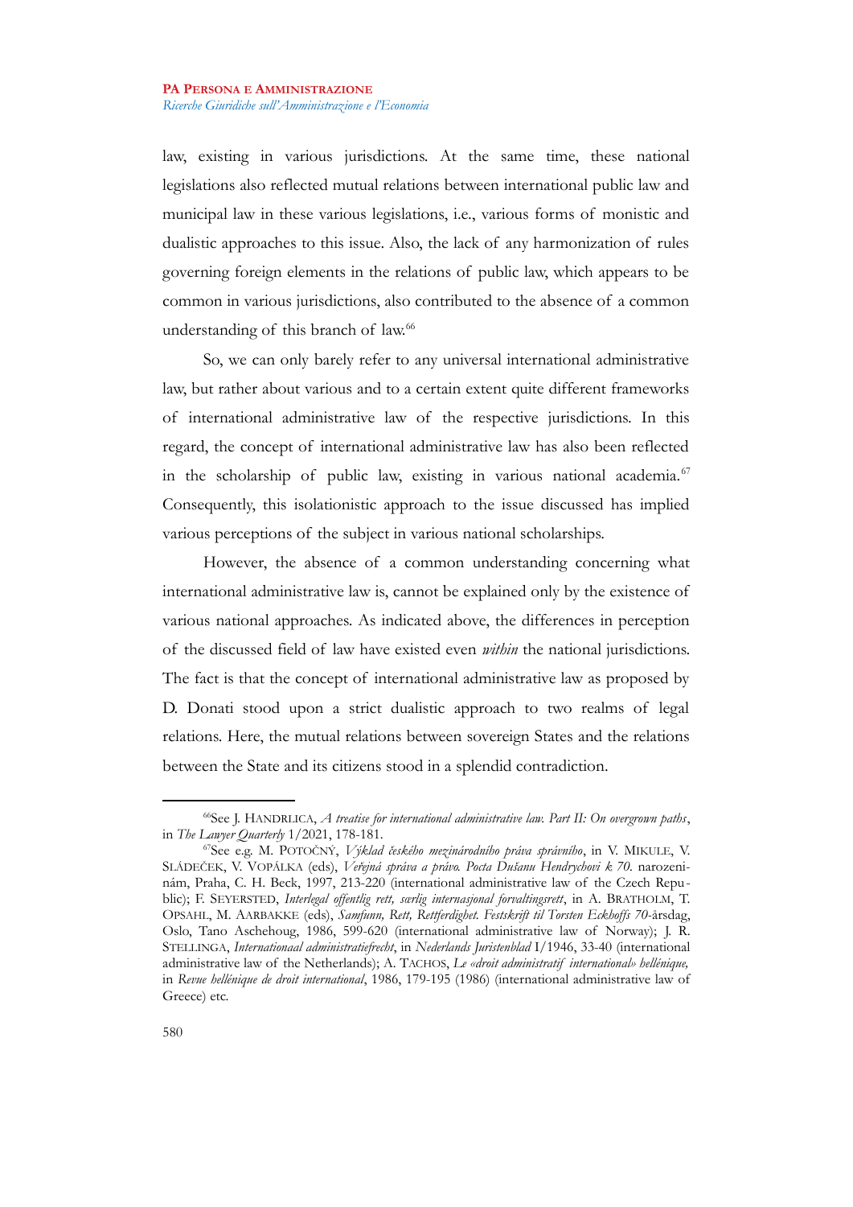law, existing in various jurisdictions. At the same time, these national legislations also reflected mutual relations between international public law and municipal law in these various legislations, i.e., various forms of monistic and dualistic approaches to this issue. Also, the lack of any harmonization of rules governing foreign elements in the relations of public law, which appears to be common in various jurisdictions, also contributed to the absence of a common understanding of this branch of law.[66]

So, we can only barely refer to any universal international administrative law, but rather about various and to a certain extent quite different frameworks of international administrative law of the respective jurisdictions. In this regard, the concept of international administrative law has also been reflected in the scholarship of public law, existing in various national academia.[67] Consequently, this isolationistic approach to the issue discussed has implied various perceptions of the subject in various national scholarships.

However, the absence of a common understanding concerning what international administrative law is, cannot be explained only by the existence of various national approaches. As indicated above, the differences in perception of the discussed field of law have existed even *within* the national jurisdictions. The fact is that the concept of international administrative law as proposed by D. Donati stood upon a strict dualistic approach to two realms of legal relations. Here, the mutual relations between sovereign States and the relations between the State and its citizens stood in a splendid contradiction.

---

[66] See J. HANDRLICA, *A treatise for international administrative law. Part II: On overgrown paths*, in *The Lawyer Quarterly* 1/2021, 178-181.

[67] See e.g. M. POTOČNÝ, *Výklad českého mezinárodního práva správního*, in V. MIKULE, V. SLÁDEČEK, V. VOPÁLKA (eds), *Veřejná správa a právo. Pocta Dušanu Hendrychovi k 70.* narozeninám, Praha, C. H. Beck, 1997, 213-220 (international administrative law of the Czech Republic); F. SEYERSTED, *Interlegal offentlig rett, særlig internasjonal forvaltingsrett*, in A. BRATHOLM, T. OPSAHL, M. AARBAKKE (eds), *Samfunn, Rett, Rettferdighet. Festskrift til Torsten Eckhoffs 70*-årsdag, Oslo, Tano Aschehoug, 1986, 599-620 (international administrative law of Norway); J. R. STELLINGA, *Internationaal administratiefrecht*, in *Nederlands Juristenblad* I/1946, 33-40 (international administrative law of the Netherlands); A. TACHOS, *Le «droit administratif international» hellénique,* in *Revue hellénique de droit international*, 1986, 179-195 (1986) (international administrative law of Greece) etc.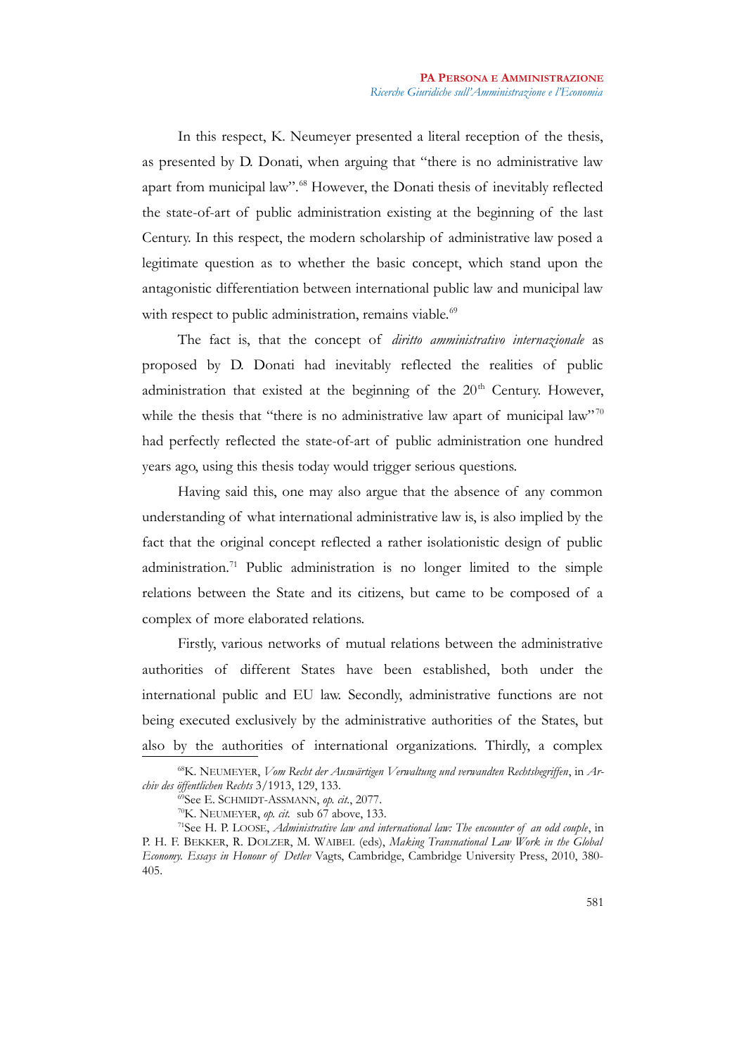In this respect, K. Neumeyer presented a literal reception of the thesis, as presented by D. Donati, when arguing that "there is no administrative law apart from municipal law".[68] However, the Donati thesis of inevitably reflected the state-of-art of public administration existing at the beginning of the last Century. In this respect, the modern scholarship of administrative law posed a legitimate question as to whether the basic concept, which stand upon the antagonistic differentiation between international public law and municipal law with respect to public administration, remains viable.[69]

The fact is, that the concept of *diritto amministrativo internazionale* as proposed by D. Donati had inevitably reflected the realities of public administration that existed at the beginning of the 20[th] Century. However, while the thesis that "there is no administrative law apart of municipal law"[70] had perfectly reflected the state-of-art of public administration one hundred years ago, using this thesis today would trigger serious questions.

Having said this, one may also argue that the absence of any common understanding of what international administrative law is, is also implied by the fact that the original concept reflected a rather isolationistic design of public administration.[71] Public administration is no longer limited to the simple relations between the State and its citizens, but came to be composed of a complex of more elaborated relations.

Firstly, various networks of mutual relations between the administrative authorities of different States have been established, both under the international public and EU law. Secondly, administrative functions are not being executed exclusively by the administrative authorities of the States, but also by the authorities of international organizations. Thirdly, a complex

---

[68] K. NEUMEYER, *Vom Recht der Auswärtigen Verwaltung und verwandten Rechtsbegriffen*, in *Archiv des öffentlichen Rechts* 3/1913, 129, 133.

[69] See E. SCHMIDT-ASSMANN, *op. cit.*, 2077.

[70] K. NEUMEYER, *op. cit.* sub 67 above, 133.

[71] See H. P. LOOSE, *Administrative law and international law: The encounter of an odd couple*, in P. H. F. BEKKER, R. DOLZER, M. WAIBEL (eds), *Making Transnational Law Work in the Global Economy. Essays in Honour of Detlev* Vagts, Cambridge, Cambridge University Press, 2010, 380-405.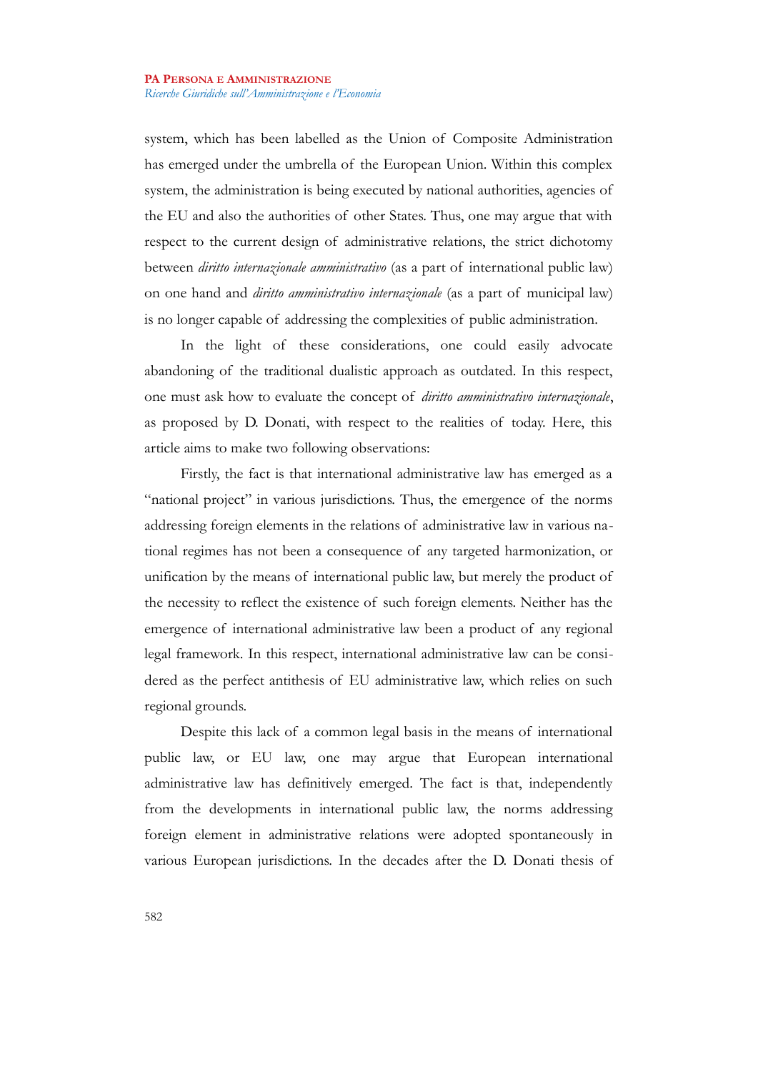system, which has been labelled as the Union of Composite Administration has emerged under the umbrella of the European Union. Within this complex system, the administration is being executed by national authorities, agencies of the EU and also the authorities of other States. Thus, one may argue that with respect to the current design of administrative relations, the strict dichotomy between *diritto internazionale amministrativo* (as a part of international public law) on one hand and *diritto amministrativo internazionale* (as a part of municipal law) is no longer capable of addressing the complexities of public administration.

In the light of these considerations, one could easily advocate abandoning of the traditional dualistic approach as outdated. In this respect, one must ask how to evaluate the concept of *diritto amministrativo internazionale*, as proposed by D. Donati, with respect to the realities of today. Here, this article aims to make two following observations:

Firstly, the fact is that international administrative law has emerged as a "national project" in various jurisdictions. Thus, the emergence of the norms addressing foreign elements in the relations of administrative law in various national regimes has not been a consequence of any targeted harmonization, or unification by the means of international public law, but merely the product of the necessity to reflect the existence of such foreign elements. Neither has the emergence of international administrative law been a product of any regional legal framework. In this respect, international administrative law can be considered as the perfect antithesis of EU administrative law, which relies on such regional grounds.

Despite this lack of a common legal basis in the means of international public law, or EU law, one may argue that European international administrative law has definitively emerged. The fact is that, independently from the developments in international public law, the norms addressing foreign element in administrative relations were adopted spontaneously in various European jurisdictions. In the decades after the D. Donati thesis of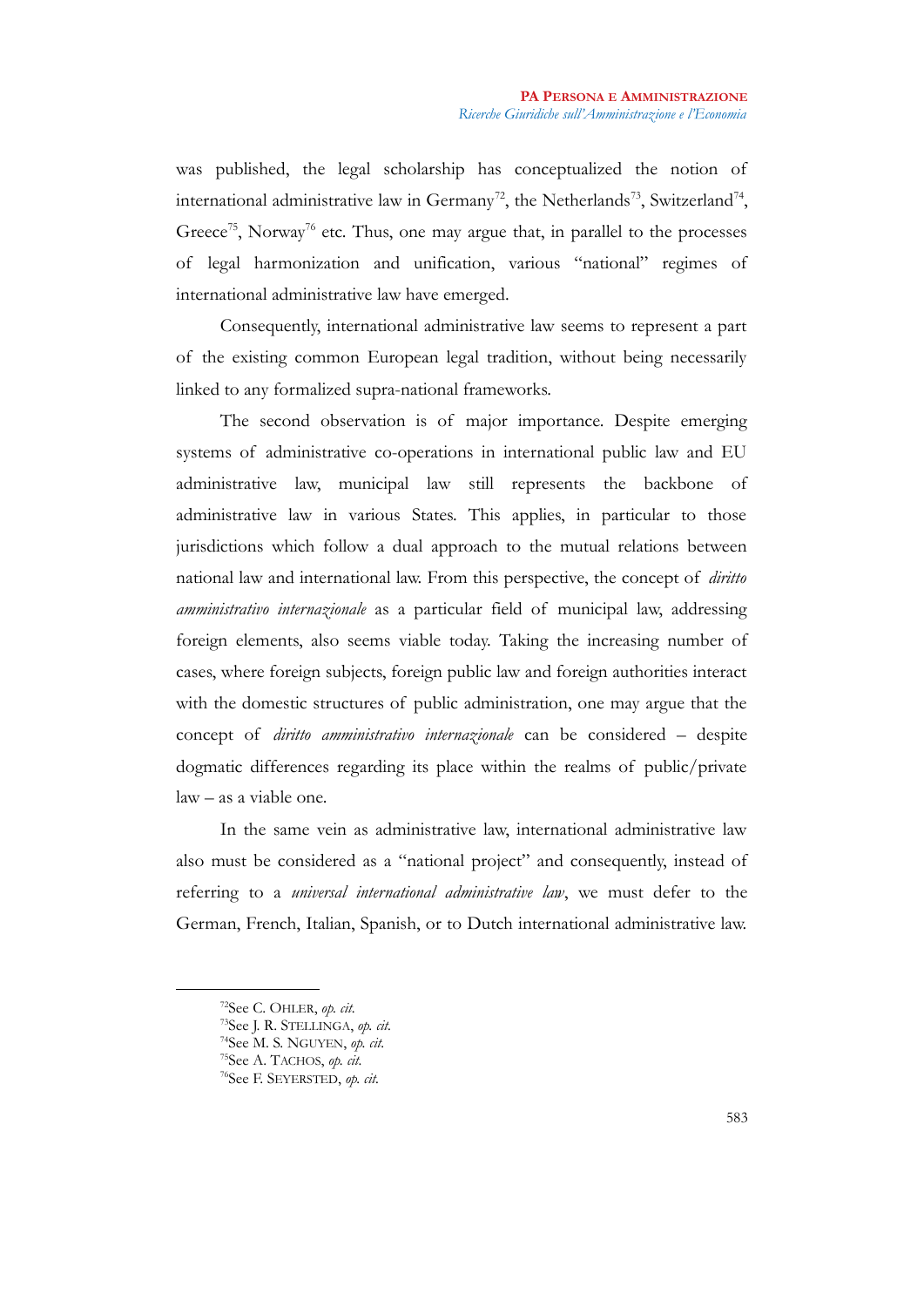was published, the legal scholarship has conceptualized the notion of international administrative law in Germany[72], the Netherlands[73], Switzerland[74], Greece[75], Norway[76] etc. Thus, one may argue that, in parallel to the processes of legal harmonization and unification, various "national" regimes of international administrative law have emerged.

Consequently, international administrative law seems to represent a part of the existing common European legal tradition, without being necessarily linked to any formalized supra-national frameworks.

The second observation is of major importance. Despite emerging systems of administrative co-operations in international public law and EU administrative law, municipal law still represents the backbone of administrative law in various States. This applies, in particular to those jurisdictions which follow a dual approach to the mutual relations between national law and international law. From this perspective, the concept of *diritto amministrativo internazionale* as a particular field of municipal law, addressing foreign elements, also seems viable today. Taking the increasing number of cases, where foreign subjects, foreign public law and foreign authorities interact with the domestic structures of public administration, one may argue that the concept of *diritto amministrativo internazionale* can be considered – despite dogmatic differences regarding its place within the realms of public/private law – as a viable one.

In the same vein as administrative law, international administrative law also must be considered as a "national project" and consequently, instead of referring to a *universal international administrative law*, we must defer to the German, French, Italian, Spanish, or to Dutch international administrative law.

---

[72] See C. OHLER, *op. cit.*

[73] See J. R. STELLINGA, *op. cit.*

[74] See M. S. NGUYEN, *op. cit.*

[75] See A. TACHOS, *op. cit.*

[76] See F. SEYERSTED, *op. cit.*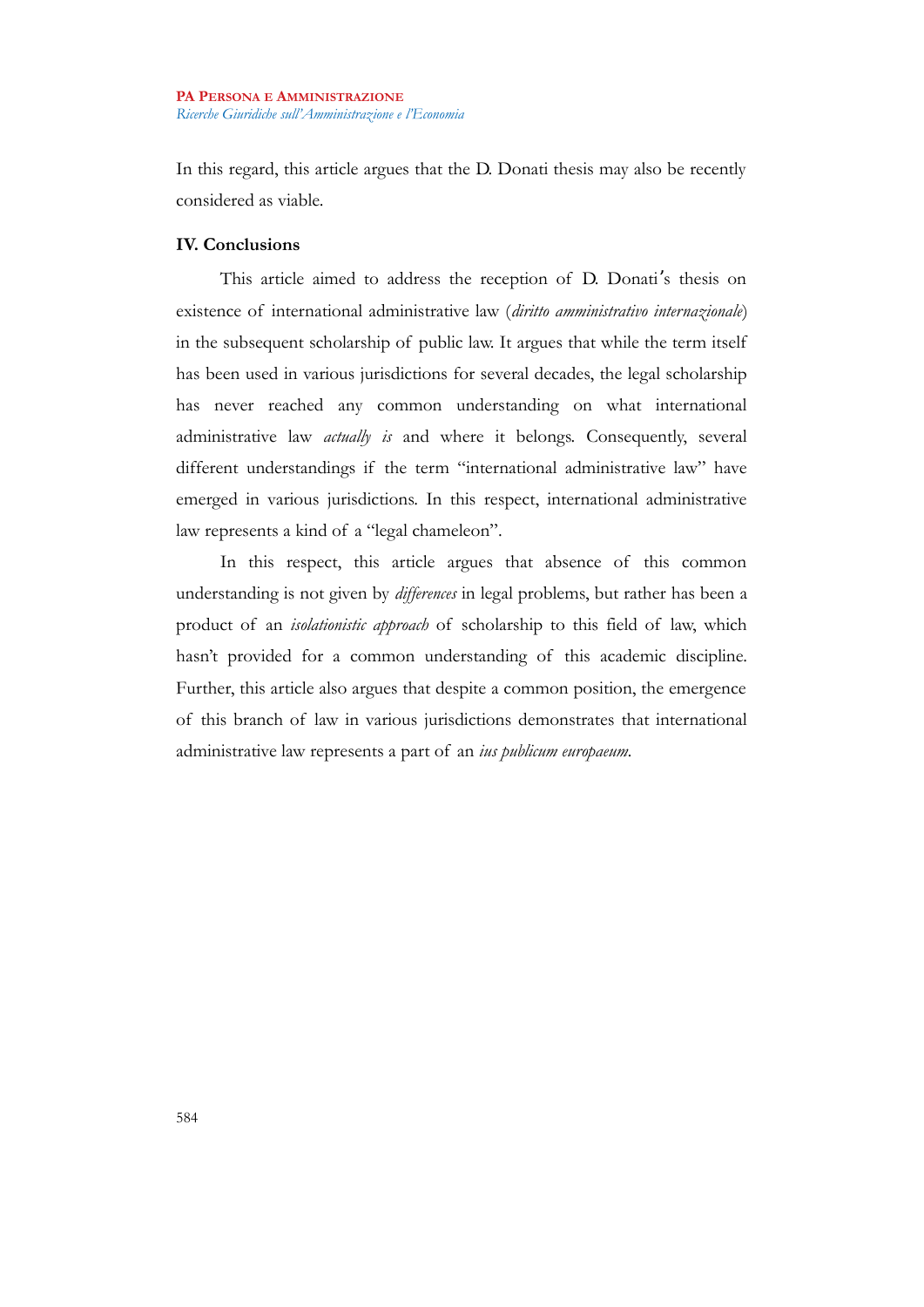In this regard, this article argues that the D. Donati thesis may also be recently considered as viable.

## IV. Conclusions

This article aimed to address the reception of D. Donati's thesis on existence of international administrative law (*diritto amministrativo internazionale*) in the subsequent scholarship of public law. It argues that while the term itself has been used in various jurisdictions for several decades, the legal scholarship has never reached any common understanding on what international administrative law *actually is* and where it belongs. Consequently, several different understandings if the term "international administrative law" have emerged in various jurisdictions. In this respect, international administrative law represents a kind of a "legal chameleon".

In this respect, this article argues that absence of this common understanding is not given by *differences* in legal problems, but rather has been a product of an *isolationistic approach* of scholarship to this field of law, which hasn't provided for a common understanding of this academic discipline. Further, this article also argues that despite a common position, the emergence of this branch of law in various jurisdictions demonstrates that international administrative law represents a part of an *ius publicum europaeum*.